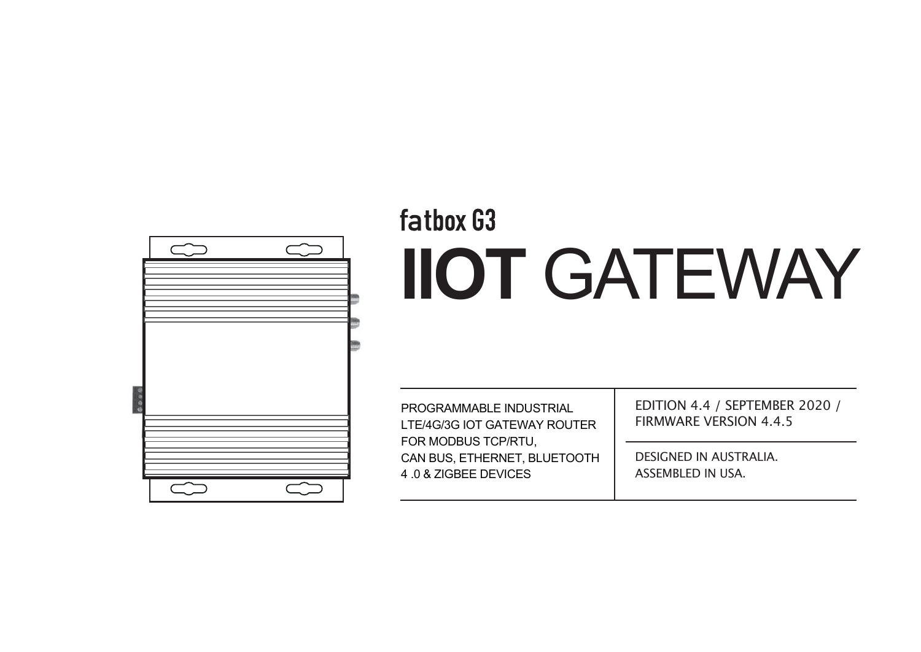fatbox G3

# IIOT GATEWAY

PROGRAMMABLE INDUSTRIAL LTE/4G/3G IOT GATEWAY ROUTER FOR MODBUS TCP/RTU, CAN BUS, ETHERNET, BLUETOOTH 4 .0 & ZIGBEE DEVICES

EDITION 4.4 / SEPTEMBER 2020 / FIRMWARE VERSION 4.4.5

DESIGNED IN AUSTRALIA.
ASSEMBLED IN USA.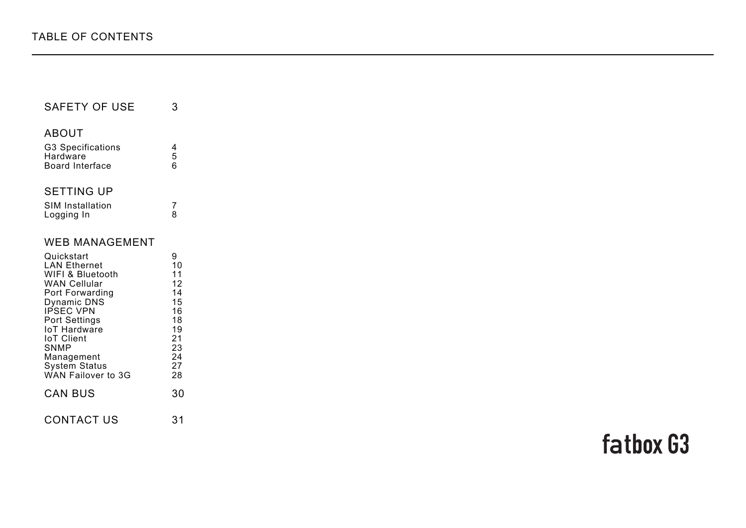# TABLE OF CONTENTS

| | |
|---|---|
| **SAFETY OF USE** | 3 |
| **ABOUT** | |
| G3 Specifications | 4 |
| Hardware | 5 |
| Board Interface | 6 |
| **SETTING UP** | |
| SIM Installation | 7 |
| Logging In | 8 |
| **WEB MANAGEMENT** | |
| Quickstart | 9 |
| LAN Ethernet | 10 |
| WIFI & Bluetooth | 11 |
| WAN Cellular | 12 |
| Port Forwarding | 14 |
| Dynamic DNS | 15 |
| IPSEC VPN | 16 |
| Port Settings | 18 |
| IoT Hardware | 19 |
| IoT Client | 21 |
| SNMP | 23 |
| Management | 24 |
| System Status | 27 |
| WAN Failover to 3G | 28 |
| **CAN BUS** | 30 |
| **CONTACT US** | 31 |

fatbox G3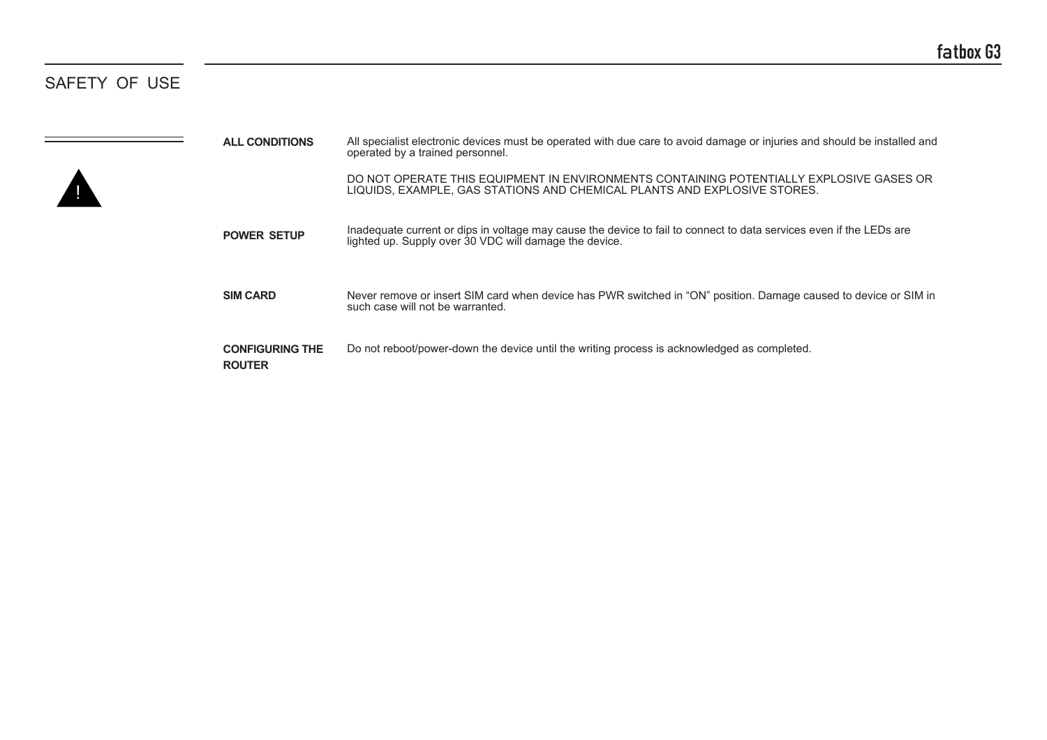# SAFETY OF USE

**ALL CONDITIONS**

All specialist electronic devices must be operated with due care to avoid damage or injuries and should be installed and operated by a trained personnel.

DO NOT OPERATE THIS EQUIPMENT IN ENVIRONMENTS CONTAINING POTENTIALLY EXPLOSIVE GASES OR LIQUIDS, EXAMPLE, GAS STATIONS AND CHEMICAL PLANTS AND EXPLOSIVE STORES.

**POWER SETUP**

Inadequate current or dips in voltage may cause the device to fail to connect to data services even if the LEDs are lighted up. Supply over 30 VDC will damage the device.

**SIM CARD**

Never remove or insert SIM card when device has PWR switched in “ON” position. Damage caused to device or SIM in such case will not be warranted.

**CONFIGURING THE ROUTER**

Do not reboot/power-down the device until the writing process is acknowledged as completed.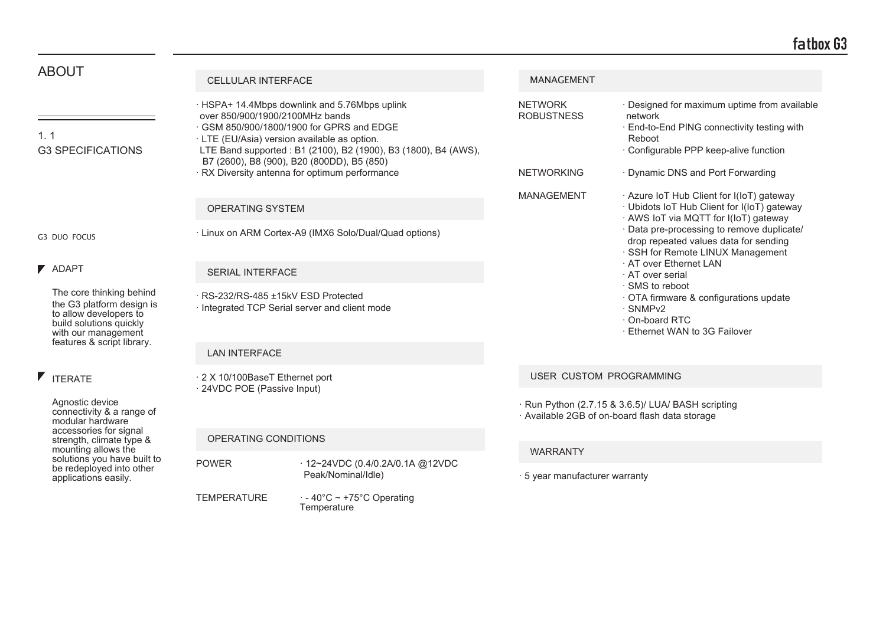# ABOUT

## 1. 1 G3 SPECIFICATIONS

G3 DUO FOCUS

### ADAPT

The core thinking behind the G3 platform design is to allow developers to build solutions quickly with our management features & script library.

### ITERATE

Agnostic device connectivity & a range of modular hardware accessories for signal strength, climate type & mounting allows the solutions you have built to be redeployed into other applications easily.

### CELLULAR INTERFACE

· HSPA+ 14.4Mbps downlink and 5.76Mbps uplink over 850/900/1900/2100MHz bands
· GSM 850/900/1800/1900 for GPRS and EDGE
· LTE (EU/Asia) version available as option.
LTE Band supported : B1 (2100), B2 (1900), B3 (1800), B4 (AWS), B7 (2600), B8 (900), B20 (800DD), B5 (850)
· RX Diversity antenna for optimum performance

### OPERATING SYSTEM

· Linux on ARM Cortex-A9 (IMX6 Solo/Dual/Quad options)

### SERIAL INTERFACE

· RS-232/RS-485 ±15kV ESD Protected
· Integrated TCP Serial server and client mode

### LAN INTERFACE

· 2 X 10/100BaseT Ethernet port
· 24VDC POE (Passive Input)

### OPERATING CONDITIONS

| | |
|---|---|
| POWER | · 12~24VDC (0.4/0.2A/0.1A @12VDC Peak/Nominal/Idle) |
| TEMPERATURE | · - 40°C ~ +75°C Operating Temperature |

### MANAGEMENT

| | |
|---|---|
| NETWORK ROBUSTNESS | · Designed for maximum uptime from available network<br>· End-to-End PING connectivity testing with Reboot<br>· Configurable PPP keep-alive function |
| NETWORKING | · Dynamic DNS and Port Forwarding |
| MANAGEMENT | · Azure IoT Hub Client for I(IoT) gateway<br>· Ubidots IoT Hub Client for I(IoT) gateway<br>· AWS IoT via MQTT for I(IoT) gateway<br>· Data pre-processing to remove duplicate/ drop repeated values data for sending<br>· SSH for Remote LINUX Management<br>· AT over Ethernet LAN<br>· AT over serial<br>· SMS to reboot<br>· OTA firmware & configurations update<br>· SNMPv2<br>· On-board RTC<br>· Ethernet WAN to 3G Failover |

### USER CUSTOM PROGRAMMING

· Run Python (2.7.15 & 3.6.5)/ LUA/ BASH scripting
· Available 2GB of on-board flash data storage

### WARRANTY

· 5 year manufacturer warranty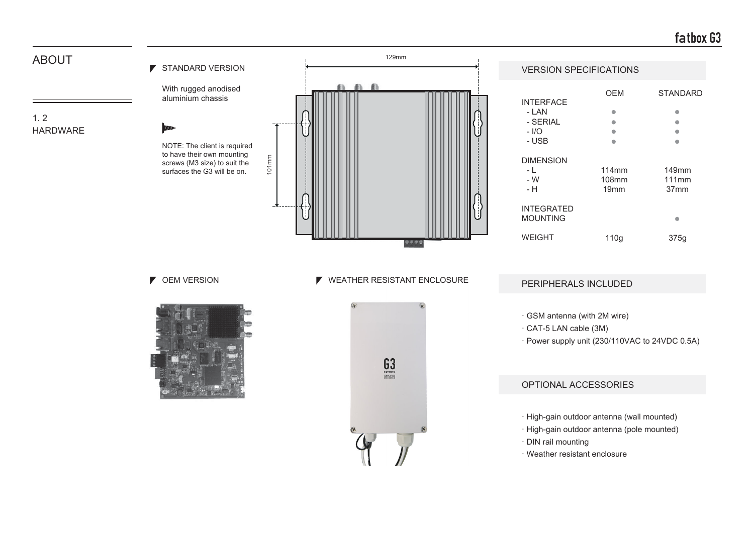# ABOUT

## 1. 2 HARDWARE

### STANDARD VERSION

With rugged anodised aluminium chassis

NOTE: The client is required to have their own mounting screws (M3 size) to suit the surfaces the G3 will be on.

129mm

101mm

### OEM VERSION

### WEATHER RESISTANT ENCLOSURE

### VERSION SPECIFICATIONS

| | OEM | STANDARD |
|---|---|---|
| INTERFACE | | |
| - LAN | ● | ● |
| - SERIAL | ● | ● |
| - I/O | ● | ● |
| - USB | ● | ● |
| DIMENSION | | |
| - L | 114mm | 149mm |
| - W | 108mm | 111mm |
| - H | 19mm | 37mm |
| INTEGRATED MOUNTING | | ● |
| WEIGHT | 110g | 375g |

### PERIPHERALS INCLUDED

- GSM antenna (with 2M wire)
- CAT-5 LAN cable (3M)
- Power supply unit (230/110VAC to 24VDC 0.5A)

### OPTIONAL ACCESSORIES

- High-gain outdoor antenna (wall mounted)
- High-gain outdoor antenna (pole mounted)
- DIN rail mounting
- Weather resistant enclosure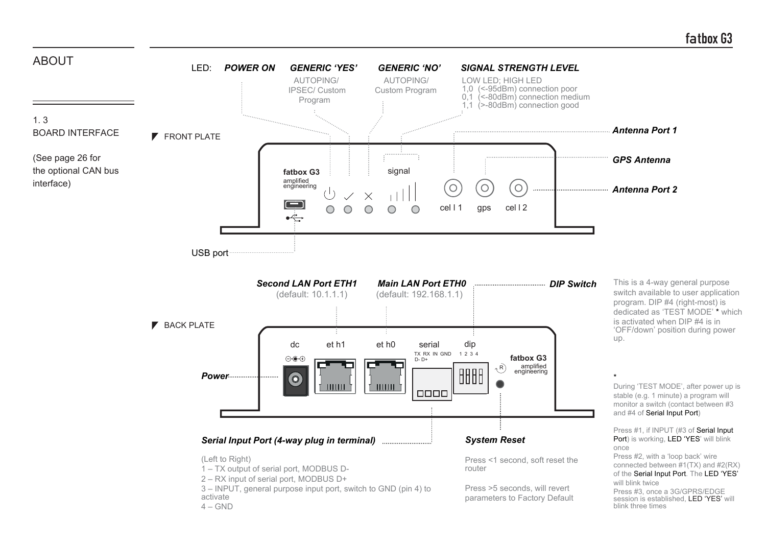## ABOUT

1.3
BOARD INTERFACE

(See page 26 for the optional CAN bus interface)

### FRONT PLATE

LED: ***POWER ON*** | ***GENERIC 'YES'*** | ***GENERIC 'NO'*** | ***SIGNAL STRENGTH LEVEL***

- ***GENERIC 'YES'***: AUTOPING/ IPSEC/ Custom Program
- ***GENERIC 'NO'***: AUTOPING/ Custom Program
- ***SIGNAL STRENGTH LEVEL***: LOW LED; HIGH LED
  - 1,0 (<-95dBm) connection poor
  - 0,1 (<-80dBm) connection medium
  - 1,1 (>-80dBm) connection good

***Antenna Port 1***

***GPS Antenna***

***Antenna Port 2***

USB port

fatbox G3 amplified engineering — signal — cel l 1 — gps — cel l 2

### BACK PLATE

***Second LAN Port ETH1*** (default: 10.1.1.1)

***Main LAN Port ETH0*** (default: 192.168.1.1)

***DIP Switch***

This is a 4-way general purpose switch available to user application program. DIP #4 (right-most) is dedicated as 'TEST MODE' * which is activated when DIP #4 is in 'OFF/down' position during power up.

***Power***

dc — et h1 — et h0 — serial (TX RX IN GND, D- D+) — dip (1 2 3 4) — fatbox G3 amplified engineering

***Serial Input Port (4-way plug in terminal)***

(Left to Right)

1 – TX output of serial port, MODBUS D-
2 – RX input of serial port, MODBUS D+
3 – INPUT, general purpose input port, switch to GND (pin 4) to activate
4 – GND

***System Reset***

Press <1 second, soft reset the router

Press >5 seconds, will revert parameters to Factory Default

*

During 'TEST MODE', after power up is stable (e.g. 1 minute) a program will monitor a switch (contact between #3 and #4 of Serial Input Port)

Press #1, if INPUT (#3 of Serial Input Port) is working, LED 'YES' will blink once

Press #2, with a 'loop back' wire connected between #1(TX) and #2(RX) of the Serial Input Port. The LED 'YES' will blink twice

Press #3, once a 3G/GPRS/EDGE session is established, LED 'YES' will blink three times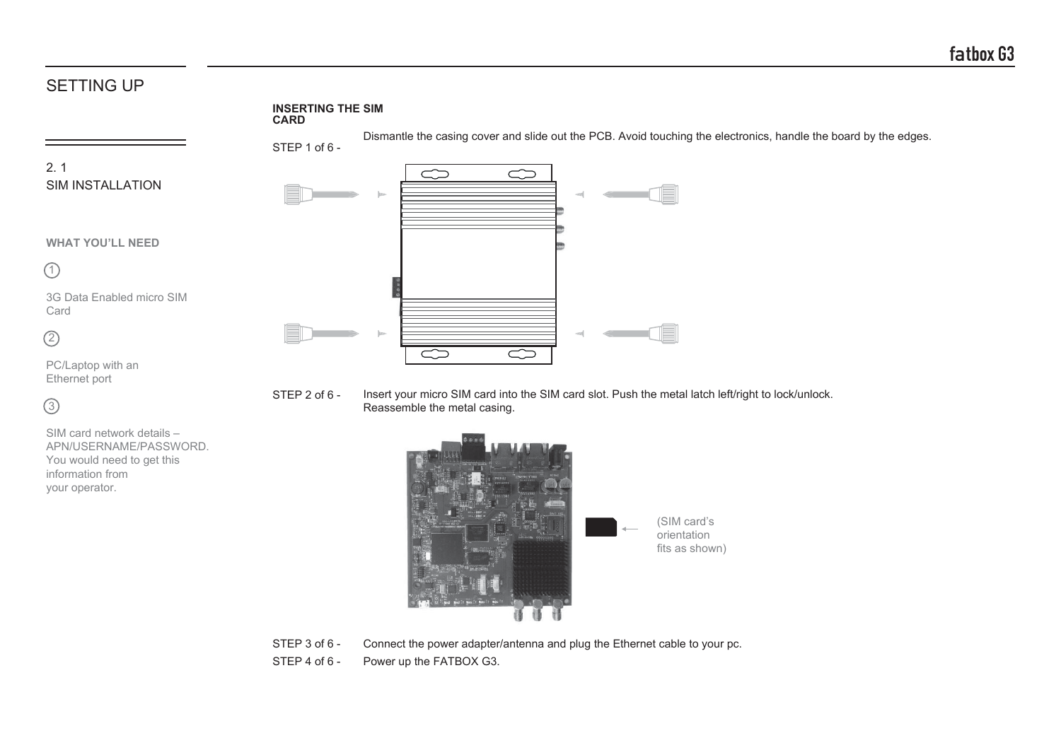# SETTING UP

## 2. 1
## SIM INSTALLATION

**WHAT YOU'LL NEED**

1

3G Data Enabled micro SIM Card

2

PC/Laptop with an Ethernet port

3

SIM card network details – APN/USERNAME/PASSWORD. You would need to get this information from your operator.

**INSERTING THE SIM CARD**

STEP 1 of 6 - Dismantle the casing cover and slide out the PCB. Avoid touching the electronics, handle the board by the edges.

STEP 2 of 6 - Insert your micro SIM card into the SIM card slot. Push the metal latch left/right to lock/unlock. Reassemble the metal casing.

(SIM card's orientation fits as shown)

STEP 3 of 6 - Connect the power adapter/antenna and plug the Ethernet cable to your pc.

STEP 4 of 6 - Power up the FATBOX G3.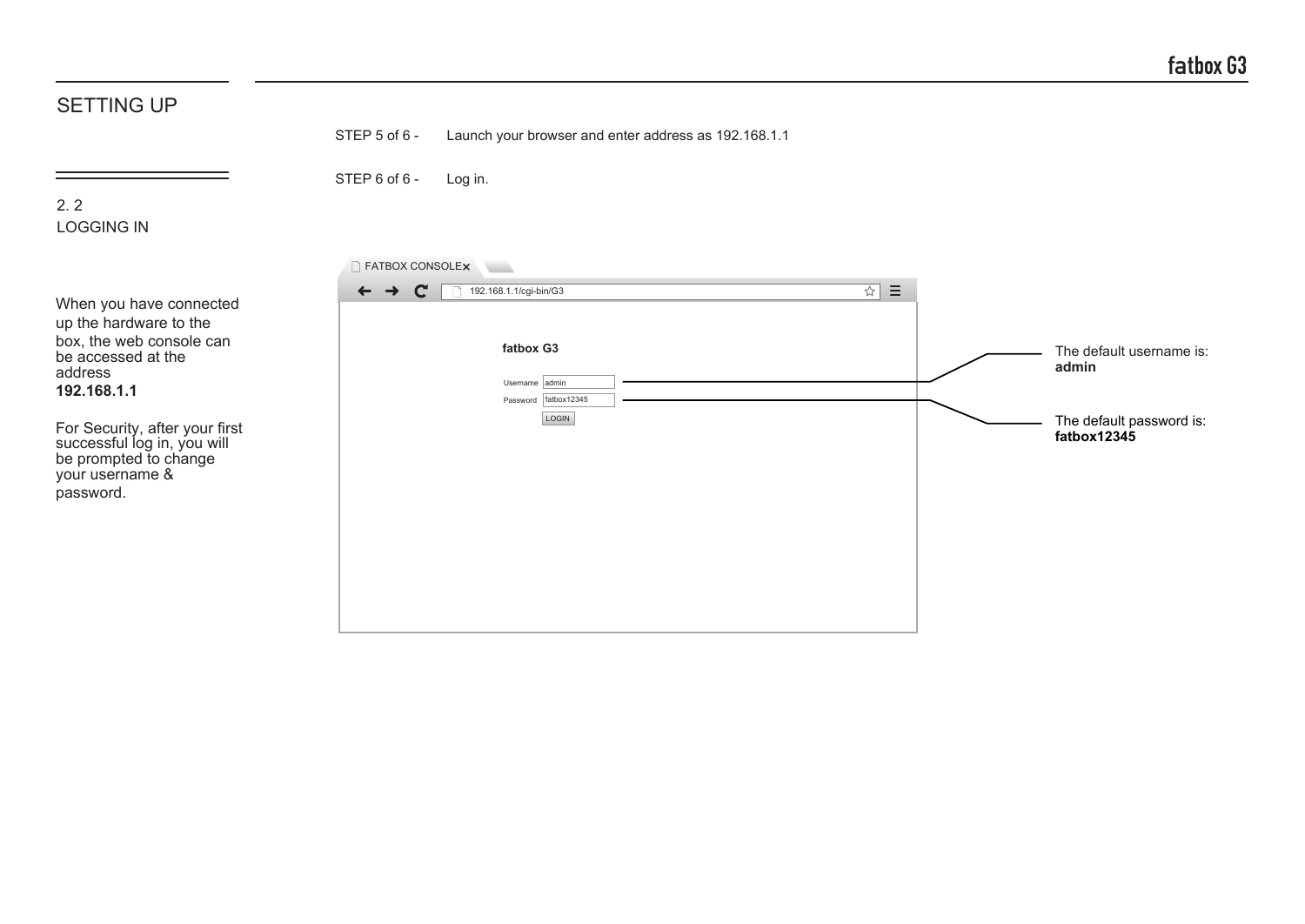# SETTING UP

## 2. 2 LOGGING IN

When you have connected up the hardware to the box, the web console can be accessed at the address **192.168.1.1**

For Security, after your first successful log in, you will be prompted to change your username & password.

STEP 5 of 6 - Launch your browser and enter address as 192.168.1.1

STEP 6 of 6 - Log in.

FATBOX CONSOLE

192.168.1.1/cgi-bin/G3

**fatbox G3**

Username: admin

Password: fatbox12345

LOGIN

The default username is: **admin**

The default password is: **fatbox12345**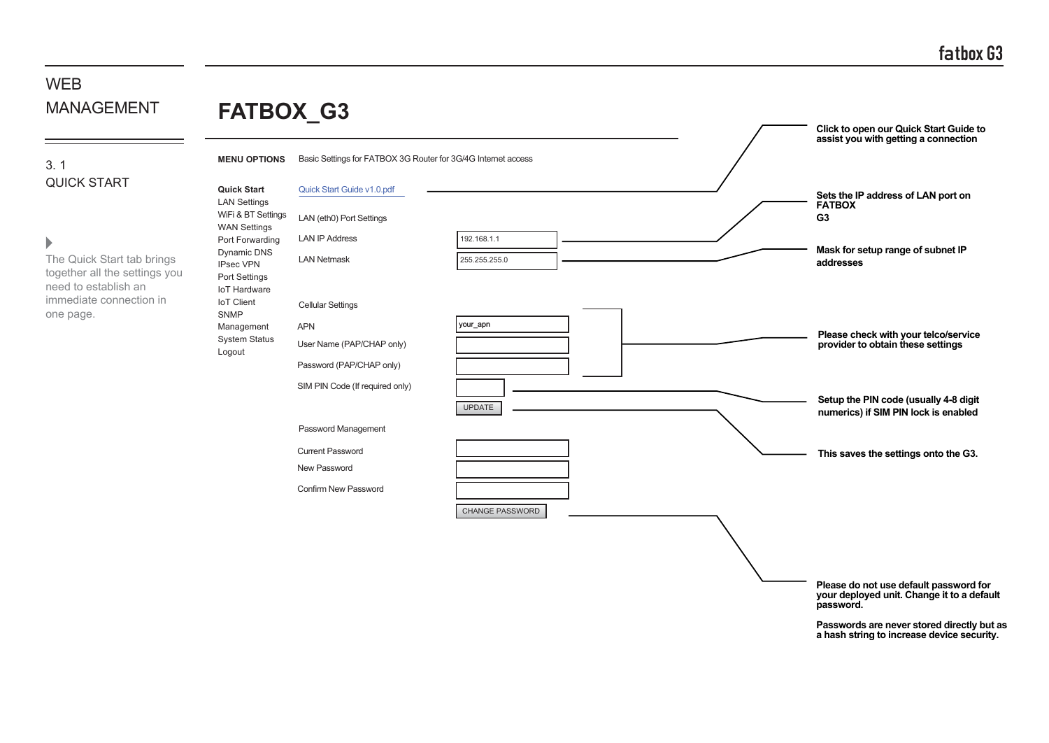# WEB MANAGEMENT

## 3. 1 QUICK START

The Quick Start tab brings together all the settings you need to establish an immediate connection in one page.

# FATBOX_G3

**MENU OPTIONS** Basic Settings for FATBOX 3G Router for 3G/4G Internet access

- **Quick Start**
- LAN Settings
- WiFi & BT Settings
- WAN Settings
- Port Forwarding
- Dynamic DNS
- IPsec VPN
- Port Settings
- IoT Hardware
- IoT Client
- SNMP
- Management
- System Status
- Logout

Quick Start Guide v1.0.pdf — **Click to open our Quick Start Guide to assist you with getting a connection**

LAN (eth0) Port Settings

| Field | Value | Note |
|---|---|---|
| LAN IP Address | 192.168.1.1 | **Sets the IP address of LAN port on FATBOX G3** |
| LAN Netmask | 255.255.255.0 | **Mask for setup range of subnet IP addresses** |

Cellular Settings

| Field | Value | Note |
|---|---|---|
| APN | your_apn | **Please check with your telco/service provider to obtain these settings** |
| User Name (PAP/CHAP only) | | |
| Password (PAP/CHAP only) | | |
| SIM PIN Code (If required only) | | **Setup the PIN code (usually 4-8 digit numerics) if SIM PIN lock is enabled** |

UPDATE — **This saves the settings onto the G3.**

Password Management

| Field | Value |
|---|---|
| Current Password | |
| New Password | |
| Confirm New Password | |

CHANGE PASSWORD — **Please do not use default password for your deployed unit. Change it to a default password.**

**Passwords are never stored directly but as a hash string to increase device security.**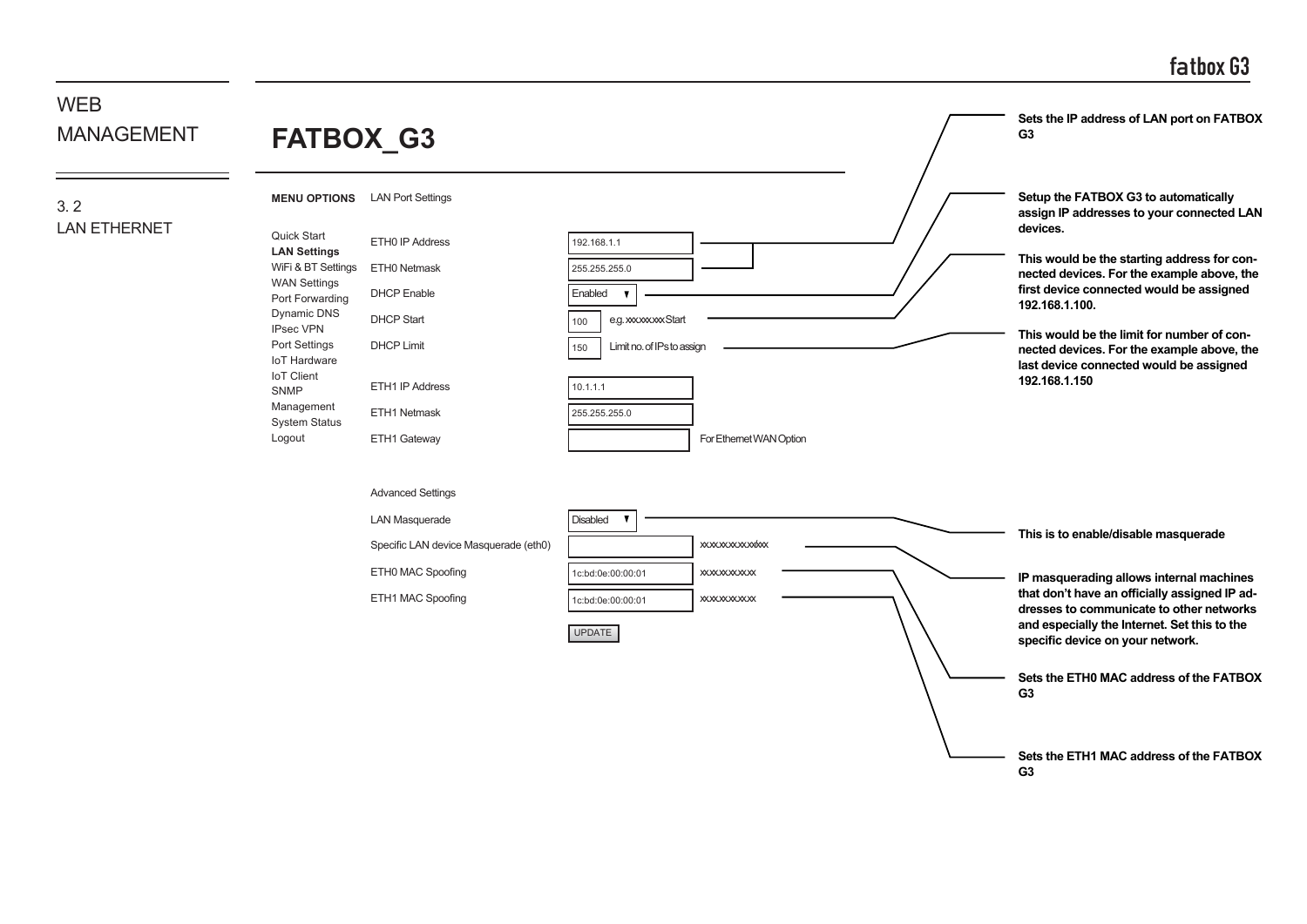# WEB MANAGEMENT

## 3. 2 LAN ETHERNET

# FATBOX_G3

**MENU OPTIONS**

- Quick Start
- **LAN Settings**
- WiFi & BT Settings
- WAN Settings
- Port Forwarding
- Dynamic DNS
- IPsec VPN
- Port Settings
- IoT Hardware
- IoT Client
- SNMP
- Management
- System Status
- Logout

LAN Port Settings

| Field | Value | Note |
| --- | --- | --- |
| ETH0 IP Address | 192.168.1.1 | |
| ETH0 Netmask | 255.255.255.0 | |
| DHCP Enable | Enabled ▼ | |
| DHCP Start | 100 | e.g. xxx.xxx.xxx Start |
| DHCP Limit | 150 | Limit no. of IPs to assign |
| ETH1 IP Address | 10.1.1.1 | |
| ETH1 Netmask | 255.255.255.0 | |
| ETH1 Gateway | | For Ethernet WAN Option |

Advanced Settings

| Field | Value | Note |
| --- | --- | --- |
| LAN Masquerade | Disabled ▼ | |
| Specific LAN device Masquerade (eth0) | | xxx.xxx.xxx.xxx/xx |
| ETH0 MAC Spoofing | 1c:bd:0e:00:00:01 | xx:xx:xx:xx:xx:xx |
| ETH1 MAC Spoofing | 1c:bd:0e:00:00:01 | xx:xx:xx:xx:xx:xx |

UPDATE

**Sets the IP address of LAN port on FATBOX G3**

**Setup the FATBOX G3 to automatically assign IP addresses to your connected LAN devices.**

**This would be the starting address for connected devices. For the example above, the first device connected would be assigned 192.168.1.100.**

**This would be the limit for number of connected devices. For the example above, the last device connected would be assigned 192.168.1.150**

**This is to enable/disable masquerade**

**IP masquerading allows internal machines that don't have an officially assigned IP addresses to communicate to other networks and especially the Internet. Set this to the specific device on your network.**

**Sets the ETH0 MAC address of the FATBOX G3**

**Sets the ETH1 MAC address of the FATBOX G3**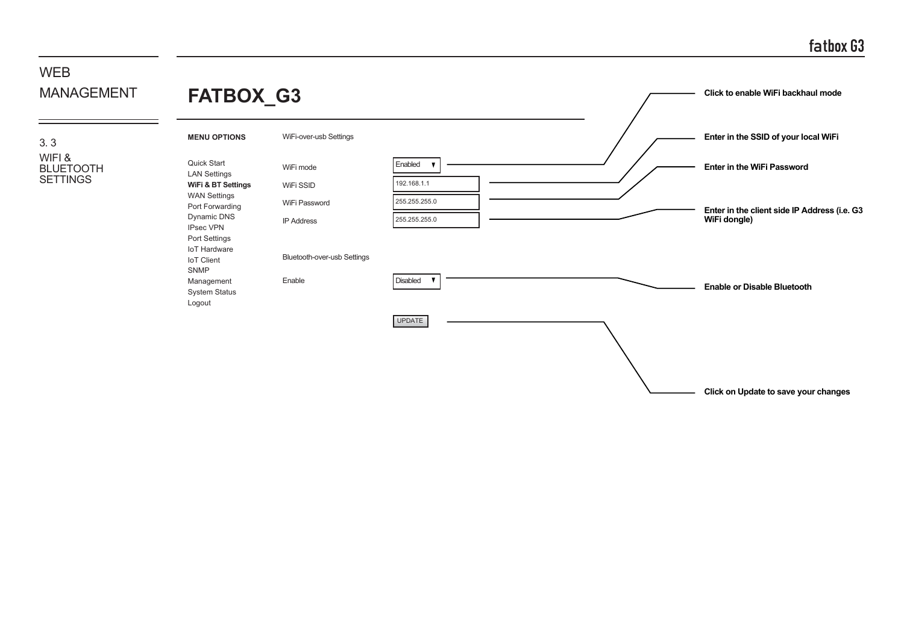# WEB MANAGEMENT

## 3. 3 WIFI & BLUETOOTH SETTINGS

# FATBOX_G3

**MENU OPTIONS**

- Quick Start
- LAN Settings
- **WiFi & BT Settings**
- WAN Settings
- Port Forwarding
- Dynamic DNS
- IPsec VPN
- Port Settings
- IoT Hardware
- IoT Client
- SNMP
- Management
- System Status
- Logout

WiFi-over-usb Settings

| Field | Value | Description |
| --- | --- | --- |
| WiFi mode | Enabled ▼ | **Click to enable WiFi backhaul mode** |
| WiFi SSID | 192.168.1.1 | **Enter in the SSID of your local WiFi** |
| WiFi Password | 255.255.255.0 | **Enter in the WiFi Password** |
| IP Address | 255.255.255.0 | **Enter in the client side IP Address (i.e. G3 WiFi dongle)** |

Bluetooth-over-usb Settings

| Field | Value | Description |
| --- | --- | --- |
| Enable | Disabled ▼ | **Enable or Disable Bluetooth** |

UPDATE — **Click on Update to save your changes**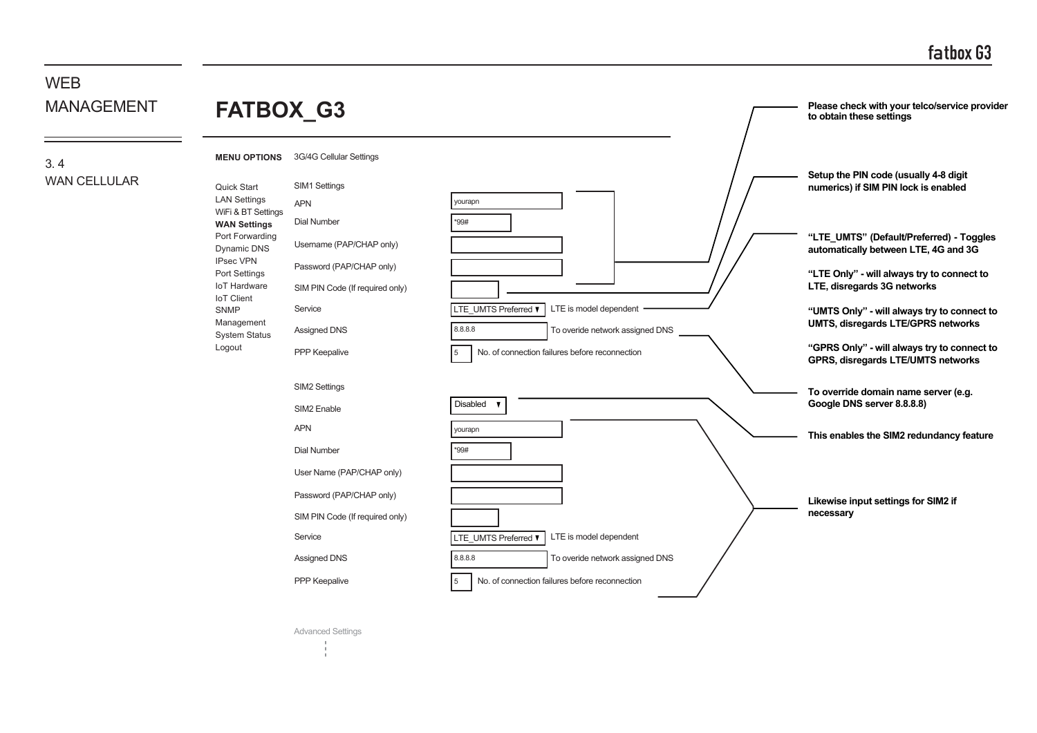# WEB MANAGEMENT

## 3. 4 WAN CELLULAR

# FATBOX_G3

**MENU OPTIONS**

- Quick Start
- LAN Settings
- WiFi & BT Settings
- **WAN Settings**
- Port Forwarding
- Dynamic DNS
- IPsec VPN
- Port Settings
- IoT Hardware
- IoT Client
- SNMP
- Management
- System Status
- Logout

3G/4G Cellular Settings

SIM1 Settings

| Field | Value | Note |
|---|---|---|
| APN | yourapn | |
| Dial Number | *99# | |
| Username (PAP/CHAP only) | | |
| Password (PAP/CHAP only) | | |
| SIM PIN Code (If required only) | | |
| Service | LTE_UMTS Preferred ▾ | LTE is model dependent |
| Assigned DNS | 8.8.8.8 | To overide network assigned DNS |
| PPP Keepalive | 5 | No. of connection failures before reconnection |

SIM2 Settings

| Field | Value | Note |
|---|---|---|
| SIM2 Enable | Disabled ▾ | |
| APN | yourapn | |
| Dial Number | *99# | |
| User Name (PAP/CHAP only) | | |
| Password (PAP/CHAP only) | | |
| SIM PIN Code (If required only) | | |
| Service | LTE_UMTS Preferred ▾ | LTE is model dependent |
| Assigned DNS | 8.8.8.8 | To overide network assigned DNS |
| PPP Keepalive | 5 | No. of connection failures before reconnection |

Advanced Settings

**Please check with your telco/service provider to obtain these settings**

**Setup the PIN code (usually 4-8 digit numerics) if SIM PIN lock is enabled**

**"LTE_UMTS" (Default/Preferred) - Toggles automatically between LTE, 4G and 3G**

**"LTE Only" - will always try to connect to LTE, disregards 3G networks**

**"UMTS Only" - will always try to connect to UMTS, disregards LTE/GPRS networks**

**"GPRS Only" - will always try to connect to GPRS, disregards LTE/UMTS networks**

**To override domain name server (e.g. Google DNS server 8.8.8.8)**

**This enables the SIM2 redundancy feature**

**Likewise input settings for SIM2 if necessary**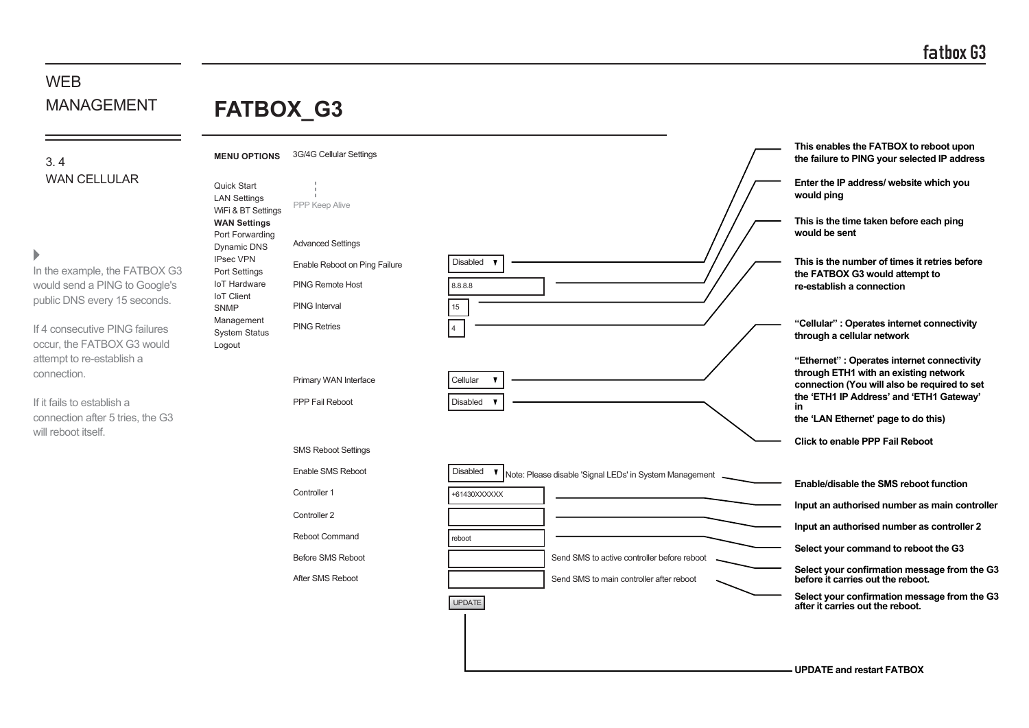# WEB MANAGEMENT

## 3. 4 WAN CELLULAR

In the example, the FATBOX G3 would send a PING to Google's public DNS every 15 seconds.

If 4 consecutive PING failures occur, the FATBOX G3 would attempt to re-establish a connection.

If it fails to establish a connection after 5 tries, the G3 will reboot itself.

# FATBOX_G3

**MENU OPTIONS**

- Quick Start
- LAN Settings
- WiFi & BT Settings
- **WAN Settings**
- Port Forwarding
- Dynamic DNS
- IPsec VPN
- Port Settings
- IoT Hardware
- IoT Client
- SNMP
- Management
- System Status
- Logout

3G/4G Cellular Settings

PPP Keep Alive

Advanced Settings

| Setting | Value | Description |
|---|---|---|
| Enable Reboot on Ping Failure | Disabled ▼ | **This enables the FATBOX to reboot upon the failure to PING your selected IP address** |
| PING Remote Host | 8.8.8.8 | **Enter the IP address/ website which you would ping** |
| PING Interval | 15 | **This is the time taken before each ping would be sent** |
| PING Retries | 4 | **This is the number of times it retries before the FATBOX G3 would attempt to re-establish a connection** |
| Primary WAN Interface | Cellular ▼ | **"Cellular" : Operates internet connectivity through a cellular network**<br>**"Ethernet" : Operates internet connectivity through ETH1 with an existing network connection (You will also be required to set the 'ETH1 IP Address' and 'ETH1 Gateway' in the 'LAN Ethernet' page to do this)** |
| PPP Fail Reboot | Disabled ▼ | **Click to enable PPP Fail Reboot** |

SMS Reboot Settings

| Setting | Value | Description |
|---|---|---|
| Enable SMS Reboot | Disabled ▼ Note: Please disable 'Signal LEDs' in System Management | **Enable/disable the SMS reboot function** |
| Controller 1 | +61430XXXXXX | **Input an authorised number as main controller** |
| Controller 2 | | **Input an authorised number as controller 2** |
| Reboot Command | reboot | **Select your command to reboot the G3** |
| Before SMS Reboot | Send SMS to active controller before reboot | **Select your confirmation message from the G3 before it carries out the reboot.** |
| After SMS Reboot | Send SMS to main controller after reboot | **Select your confirmation message from the G3 after it carries out the reboot.** |

UPDATE — **UPDATE and restart FATBOX**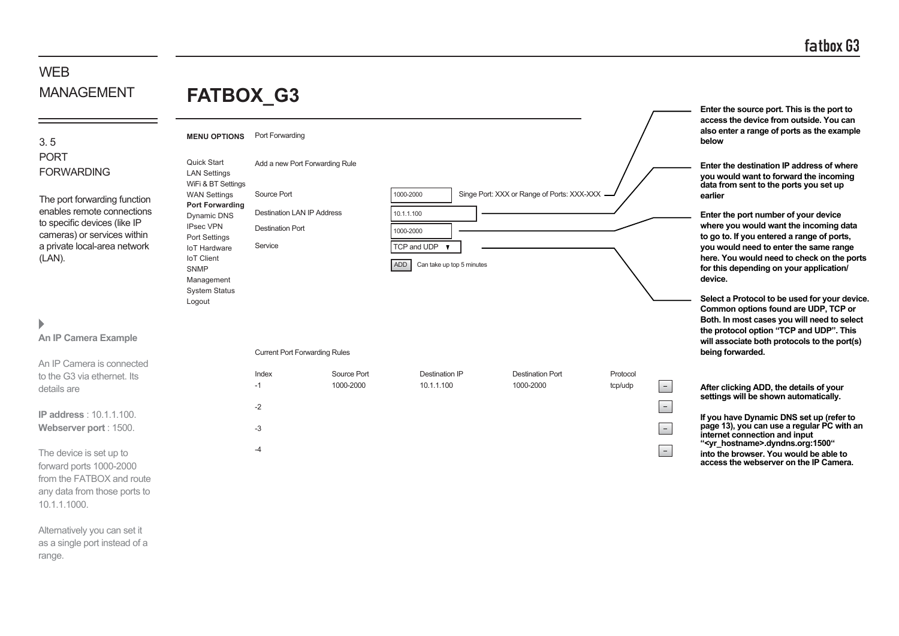# WEB MANAGEMENT

## 3.5 PORT FORWARDING

The port forwarding function enables remote connections to specific devices (like IP cameras) or services within a private local-area network (LAN).

### An IP Camera Example

An IP Camera is connected to the G3 via ethernet. Its details are

**IP address** : 10.1.1.100.
**Webserver port** : 1500.

The device is set up to forward ports 1000-2000 from the FATBOX and route any data from those ports to 10.1.1.1000.

Alternatively you can set it as a single port instead of a range.

## FATBOX_G3

**MENU OPTIONS** Port Forwarding

- Quick Start
- LAN Settings
- WiFi & BT Settings
- WAN Settings
- **Port Forwarding**
- Dynamic DNS
- IPsec VPN
- Port Settings
- IoT Hardware
- IoT Client
- SNMP
- Management
- System Status
- Logout

Add a new Port Forwarding Rule

| | | |
|---|---|---|
| Source Port | 1000-2000 | Singe Port: XXX or Range of Ports: XXX-XXX |
| Destination LAN IP Address | 10.1.1.100 | |
| Destination Port | 1000-2000 | |
| Service | TCP and UDP ▼ | |

ADD Can take up top 5 minutes

Current Port Forwarding Rules

| Index | Source Port | Destination IP | Destination Port | Protocol | |
|---|---|---|---|---|---|
| -1 | 1000-2000 | 10.1.1.100 | 1000-2000 | tcp/udp | – |
| -2 | | | | | – |
| -3 | | | | | – |
| -4 | | | | | – |

**Enter the source port. This is the port to access the device from outside. You can also enter a range of ports as the example below**

**Enter the destination IP address of where you would want to forward the incoming data from sent to the ports you set up earlier**

**Enter the port number of your device where you would want the incoming data to go to. If you entered a range of ports, you would need to enter the same range here. You would need to check on the ports for this depending on your application/ device.**

**Select a Protocol to be used for your device. Common options found are UDP, TCP or Both. In most cases you will need to select the protocol option "TCP and UDP". This will associate both protocols to the port(s) being forwarded.**

**After clicking ADD, the details of your settings will be shown automatically.**

**If you have Dynamic DNS set up (refer to page 13), you can use a regular PC with an internet connection and input "<yr_hostname>.dyndns.org:1500" into the browser. You would be able to access the webserver on the IP Camera.**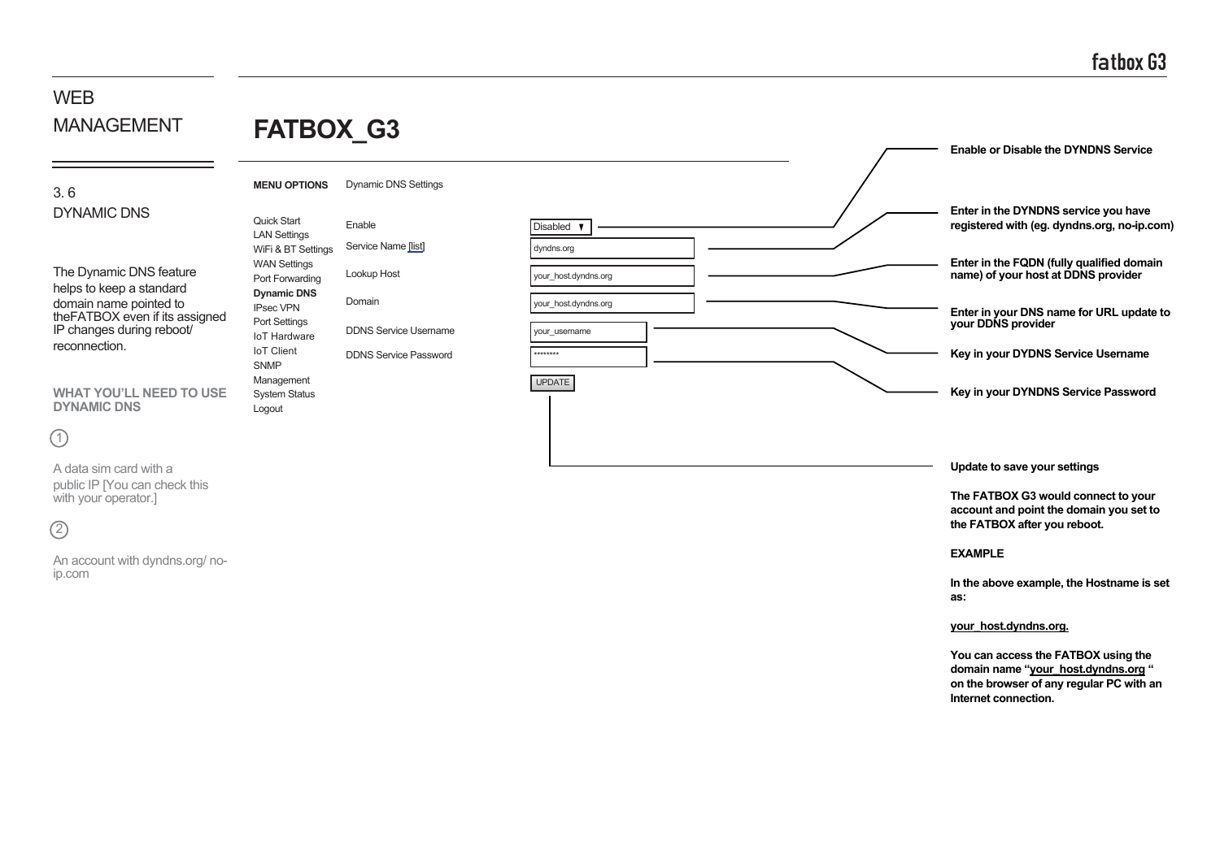# WEB MANAGEMENT

## 3. 6 DYNAMIC DNS

The Dynamic DNS feature helps to keep a standard domain name pointed to theFATBOX even if its assigned IP changes during reboot/ reconnection.

**WHAT YOU'LL NEED TO USE DYNAMIC DNS**

1. A data sim card with a public IP [You can check this with your operator.]
2. An account with dyndns.org/ no-ip.com

# FATBOX_G3

**MENU OPTIONS**

- Quick Start
- LAN Settings
- WiFi & BT Settings
- WAN Settings
- Port Forwarding
- **Dynamic DNS**
- IPsec VPN
- Port Settings
- IoT Hardware
- IoT Client
- SNMP
- Management
- System Status
- Logout

Dynamic DNS Settings

| Setting | Value | Description |
| --- | --- | --- |
| Enable | Disabled ▼ | **Enable or Disable the DYNDNS Service** |
| Service Name [list] | dyndns.org | **Enter in the DYNDNS service you have registered with (eg. dyndns.org, no-ip.com)** |
| Lookup Host | your_host.dyndns.org | **Enter in the FQDN (fully qualified domain name) of your host at DDNS provider** |
| Domain | your_host.dyndns.org | **Enter in your DNS name for URL update to your DDNS provider** |
| DDNS Service Username | your_username | **Key in your DYDNS Service Username** |
| DDNS Service Password | ******** | **Key in your DYNDNS Service Password** |

UPDATE

**Update to save your settings**

**The FATBOX G3 would connect to your account and point the domain you set to the FATBOX after you reboot.**

**EXAMPLE**

**In the above example, the Hostname is set as:**

**your_host.dyndns.org.**

**You can access the FATBOX using the domain name "your_host.dyndns.org " on the browser of any regular PC with an Internet connection.**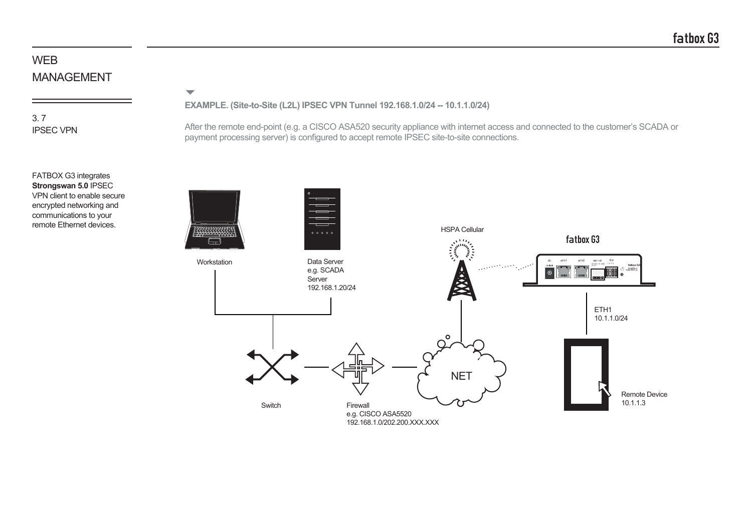# WEB MANAGEMENT

3. 7
IPSEC VPN

FATBOX G3 integrates **Strongswan 5.0** IPSEC VPN client to enable secure encrypted networking and communications to your remote Ethernet devices.

**EXAMPLE. (Site-to-Site (L2L) IPSEC VPN Tunnel 192.168.1.0/24 -- 10.1.1.0/24)**

After the remote end-point (e.g. a CISCO ASA520 security appliance with internet access and connected to the customer's SCADA or payment processing server) is configured to accept remote IPSEC site-to-site connections.

Workstation

Data Server
e.g. SCADA
Server
192.168.1.20/24

HSPA Cellular

fatbox G3

ETH1
10.1.1.0/24

NET

Switch

Firewall
e.g. CISCO ASA5520
192.168.1.0/202.200.XXX.XXX

Remote Device
10.1.1.3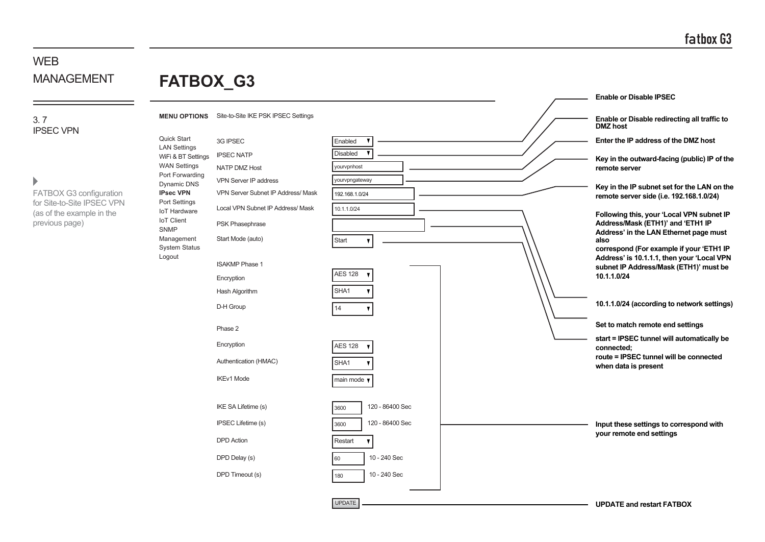# WEB MANAGEMENT

## 3. 7 IPSEC VPN

FATBOX G3 configuration for Site-to-Site IPSEC VPN (as of the example in the previous page)

# FATBOX_G3

**MENU OPTIONS**

- Quick Start
- LAN Settings
- WiFi & BT Settings
- WAN Settings
- Port Forwarding
- Dynamic DNS
- **IPsec VPN**
- Port Settings
- IoT Hardware
- IoT Client
- SNMP
- Management
- System Status
- Logout

Site-to-Site IKE PSK IPSEC Settings

| Setting | Value | Description |
|---|---|---|
| 3G IPSEC | Enabled | Enable or Disable IPSEC |
| IPSEC NATP | Disabled | Enable or Disable redirecting all traffic to DMZ host |
| NATP DMZ Host | yourvpnhost | Enter the IP address of the DMZ host |
| VPN Server IP address | yourvpngateway | Key in the outward-facing (public) IP of the remote server |
| VPN Server Subnet IP Address/ Mask | 192.168.1.0/24 | Key in the IP subnet set for the LAN on the remote server side (i.e. 192.168.1.0/24) |
| Local VPN Subnet IP Address/ Mask | 10.1.1.0/24 | 10.1.1.0/24 (according to network settings) |
| PSK Phasephrase | | Set to match remote end settings |
| Start Mode (auto) | Start | start = IPSEC tunnel will automatically be connected; route = IPSEC tunnel will be connected when data is present |

**Following this, your 'Local VPN subnet IP Address/Mask (ETH1)' and 'ETH1 IP Address' in the LAN Ethernet page must also correspond (For example if your 'ETH1 IP Address' is 10.1.1.1, then your 'Local VPN subnet IP Address/Mask (ETH1)' must be 10.1.1.0/24**

ISAKMP Phase 1

| Setting | Value |
|---|---|
| Encryption | AES 128 |
| Hash Algorithm | SHA1 |
| D-H Group | 14 |

Phase 2

| Setting | Value | Range |
|---|---|---|
| Encryption | AES 128 | |
| Authentication (HMAC) | SHA1 | |
| IKEv1 Mode | main mode | |
| IKE SA Lifetime (s) | 3600 | 120 - 86400 Sec |
| IPSEC Lifetime (s) | 3600 | 120 - 86400 Sec |
| DPD Action | Restart | |
| DPD Delay (s) | 60 | 10 - 240 Sec |
| DPD Timeout (s) | 180 | 10 - 240 Sec |

**Input these settings to correspond with your remote end settings**

UPDATE — **UPDATE and restart FATBOX**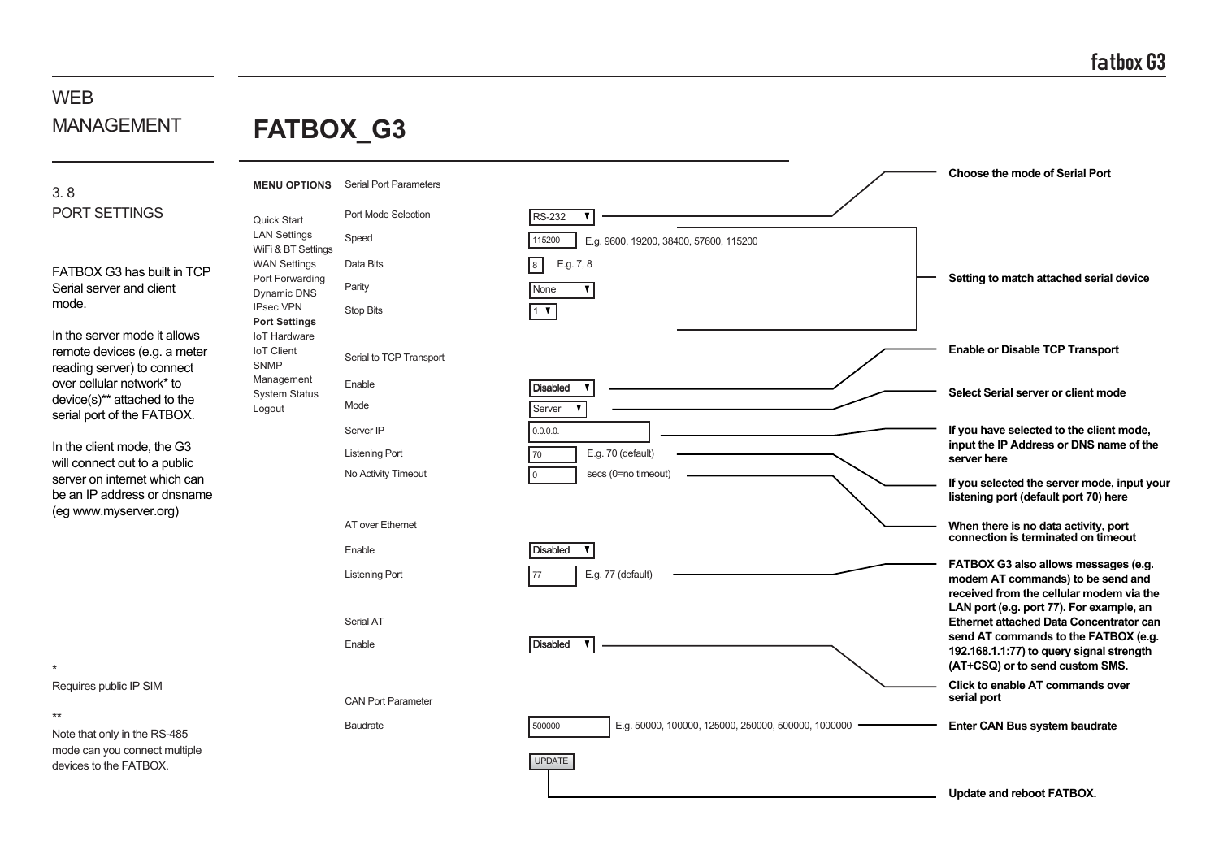# WEB MANAGEMENT

## 3. 8 PORT SETTINGS

FATBOX G3 has built in TCP Serial server and client mode.

In the server mode it allows remote devices (e.g. a meter reading server) to connect over cellular network* to device(s)** attached to the serial port of the FATBOX.

In the client mode, the G3 will connect out to a public server on internet which can be an IP address or dnsname (eg www.myserver.org)

\* Requires public IP SIM

\*\* Note that only in the RS-485 mode can you connect multiple devices to the FATBOX.

# FATBOX_G3

**MENU OPTIONS**

- Quick Start
- LAN Settings
- WiFi & BT Settings
- WAN Settings
- Port Forwarding
- Dynamic DNS
- IPsec VPN
- **Port Settings**
- IoT Hardware
- IoT Client
- SNMP Management
- System Status
- Logout

**Serial Port Parameters**

| Setting | Value | Example | Description |
|---|---|---|---|
| Port Mode Selection | RS-232 ▼ | | **Choose the mode of Serial Port** |
| Speed | 115200 | E.g. 9600, 19200, 38400, 57600, 115200 | **Setting to match attached serial device** |
| Data Bits | 8 | E.g. 7, 8 | |
| Parity | None ▼ | | |
| Stop Bits | 1 ▼ | | |

**Serial to TCP Transport**

| Setting | Value | Example | Description |
|---|---|---|---|
| Enable | Disabled ▼ | | **Enable or Disable TCP Transport** |
| Mode | Server ▼ | | **Select Serial server or client mode** |
| Server IP | 0.0.0.0. | | **If you have selected to the client mode, input the IP Address or DNS name of the server here** |
| Listening Port | 70 | E.g. 70 (default) | **If you selected the server mode, input your listening port (default port 70) here** |
| No Activity Timeout | 0 | secs (0=no timeout) | **When there is no data activity, port connection is terminated on timeout** |

**AT over Ethernet**

| Setting | Value | Example | Description |
|---|---|---|---|
| Enable | Disabled ▼ | | |
| Listening Port | 77 | E.g. 77 (default) | **FATBOX G3 also allows messages (e.g. modem AT commands) to be send and received from the cellular modem via the LAN port (e.g. port 77). For example, an Ethernet attached Data Concentrator can send AT commands to the FATBOX (e.g. 192.168.1.1:77) to query signal strength (AT+CSQ) or to send custom SMS.** |

**Serial AT**

| Setting | Value | Description |
|---|---|---|
| Enable | Disabled ▼ | **Click to enable AT commands over serial port** |

**CAN Port Parameter**

| Setting | Value | Example | Description |
|---|---|---|---|
| Baudrate | 500000 | E.g. 50000, 100000, 125000, 250000, 500000, 1000000 | **Enter CAN Bus system baudrate** |

UPDATE — **Update and reboot FATBOX.**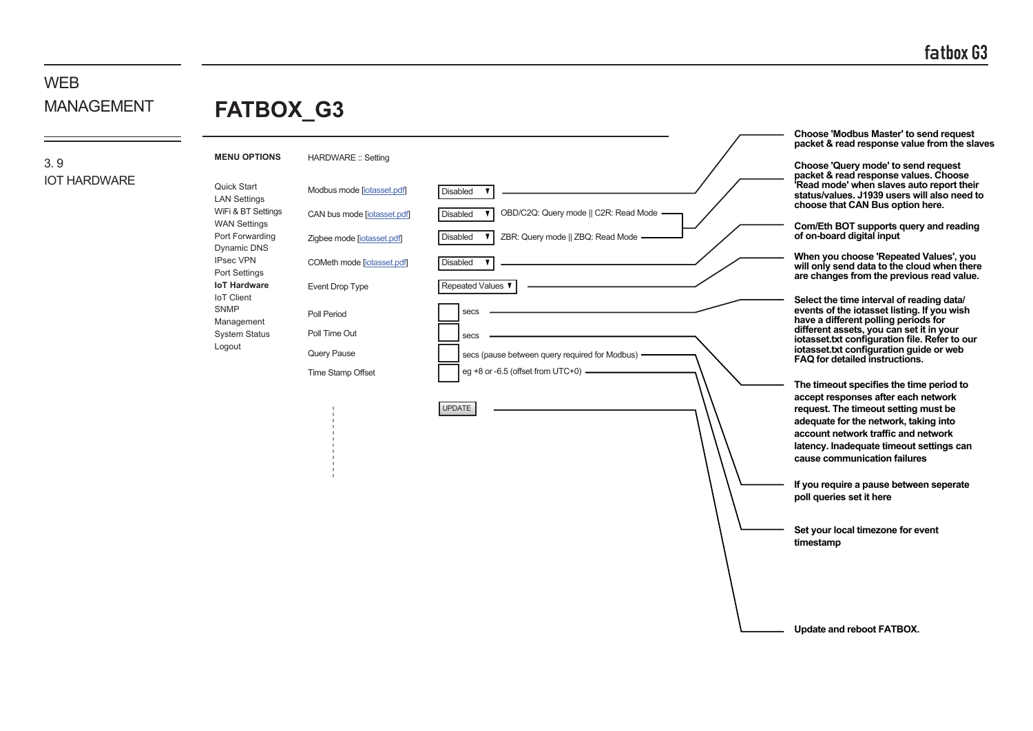WEB MANAGEMENT

3. 9
IOT HARDWARE

# FATBOX_G3

**MENU OPTIONS**

Quick Start
LAN Settings
WiFi & BT Settings
WAN Settings
Port Forwarding
Dynamic DNS
IPsec VPN
Port Settings
**IoT Hardware**
IoT Client
SNMP
Management
System Status
Logout

HARDWARE :: Setting

| Setting | Value | Notes |
|---|---|---|
| Modbus mode [iotasset.pdf] | Disabled ▼ | Choose 'Modbus Master' to send request packet & read response value from the slaves |
| CAN bus mode [iotasset.pdf] | Disabled ▼ OBD/C2Q: Query mode \|\| C2R: Read Mode | Choose 'Query mode' to send request packet & read response values. Choose 'Read mode' when slaves auto report their status/values. J1939 users will also need to choose that CAN Bus option here. |
| Zigbee mode [iotasset.pdf] | Disabled ▼ ZBR: Query mode \|\| ZBQ: Read Mode | |
| COMeth mode [iotasset.pdf] | Disabled ▼ | Com/Eth BOT supports query and reading of on-board digital input |
| Event Drop Type | Repeated Values ▼ | When you choose 'Repeated Values', you will only send data to the cloud when there are changes from the previous read value. |
| Poll Period | secs | Select the time interval of reading data/ events of the iotasset listing. If you wish have a different polling periods for different assets, you can set it in your iotasset.txt configuration file. Refer to our iotasset.txt configuration guide or web FAQ for detailed instructions. |
| Poll Time Out | secs | The timeout specifies the time period to accept responses after each network request. The timeout setting must be adequate for the network, taking into account network traffic and network latency. Inadequate timeout settings can cause communication failures |
| Query Pause | secs (pause between query required for Modbus) | If you require a pause between seperate poll queries set it here |
| Time Stamp Offset | eg +8 or -6.5 (offset from UTC+0) | Set your local timezone for event timestamp |
| | UPDATE | Update and reboot FATBOX. |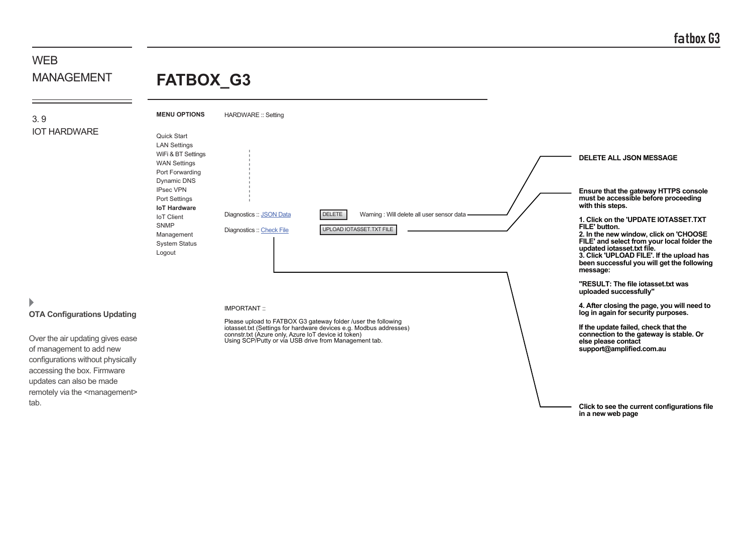# WEB MANAGEMENT

## 3. 9 IOT HARDWARE

### OTA Configurations Updating

Over the air updating gives ease of management to add new configurations without physically accessing the box. Firmware updates can also be made remotely via the <management> tab.

# FATBOX_G3

**MENU OPTIONS**

Quick Start
LAN Settings
WiFi & BT Settings
WAN Settings
Port Forwarding
Dynamic DNS
IPsec VPN
Port Settings
**IoT Hardware**
IoT Client
SNMP
Management
System Status
Logout

HARDWARE :: Setting

Diagnostics :: JSON Data [DELETE] Warning : Will delete all user sensor data

Diagnostics :: Check File [UPLOAD IOTASSET.TXT FILE]

IMPORTANT ::

Please upload to FATBOX G3 gateway folder /user the following
iotasset.txt (Settings for hardware devices e.g. Modbus addresses)
connstr.txt (Azure only, Azure IoT device id token)
Using SCP/Putty or via USB drive from Management tab.

**DELETE ALL JSON MESSAGE**

**Ensure that the gateway HTTPS console must be accessible before proceeding with this steps.**

**1. Click on the 'UPDATE IOTASSET.TXT FILE' button.**
**2. In the new window, click on 'CHOOSE FILE' and select from your local folder the updated iotasset.txt file.**
**3. Click 'UPLOAD FILE'. If the upload has been successful you will get the following message:**

**"RESULT: The file iotasset.txt was uploaded successfully"**

**4. After closing the page, you will need to log in again for security purposes.**

**If the update failed, check that the connection to the gateway is stable. Or else please contact support@amplified.com.au**

**Click to see the current configurations file in a new web page**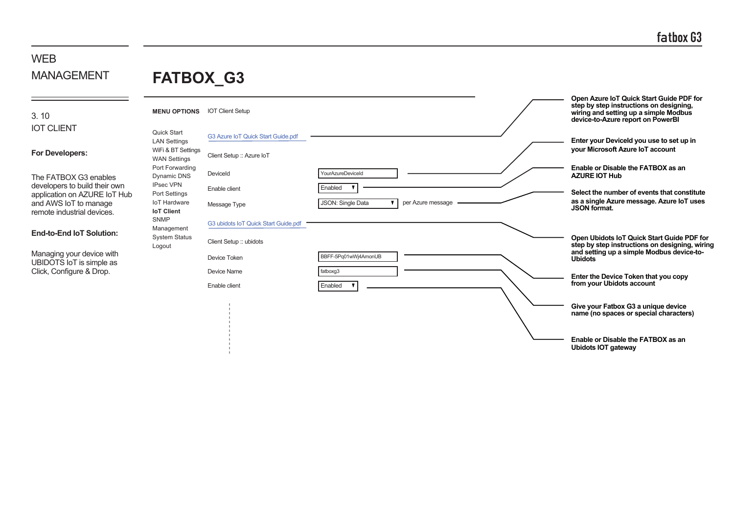# WEB MANAGEMENT

# FATBOX_G3

## 3. 10 IOT CLIENT

**For Developers:**

The FATBOX G3 enables developers to build their own application on AZURE IoT Hub and AWS IoT to manage remote industrial devices.

**End-to-End IoT Solution:**

Managing your device with UBIDOTS IoT is simple as Click, Configure & Drop.

**MENU OPTIONS**

- Quick Start
- LAN Settings
- WiFi & BT Settings
- WAN Settings
- Port Forwarding
- Dynamic DNS
- IPsec VPN
- Port Settings
- IoT Hardware
- **IoT Client**
- SNMP
- Management
- System Status
- Logout

IOT Client Setup

G3 Azure IoT Quick Start Guide.pdf — **Open Azure IoT Quick Start Guide PDF for step by step instructions on designing, wiring and setting up a simple Modbus device-to-Azure report on PowerBI**

Client Setup :: Azure IoT

| Field | Value | Description |
|---|---|---|
| DeviceId | YourAzureDeviceId | **Enter your DeviceId you use to set up in your Microsoft Azure IoT account** |
| Enable client | Enabled | **Enable or Disable the FATBOX as an AZURE IOT Hub** |
| Message Type | JSON: Single Data per Azure message | **Select the number of events that constitute as a single Azure message. Azure IoT uses JSON format.** |

G3 ubidots IoT Quick Start Guide.pdf — **Open Ubidots IoT Quick Start Guide PDF for step by step instructions on designing, wiring and setting up a simple Modbus device-to-Ubidots**

Client Setup :: ubidots

| Field | Value | Description |
|---|---|---|
| Device Token | BBFF-5Pq01wWj4AmonUB | **Enter the Device Token that you copy from your Ubidots account** |
| Device Name | fatboxg3 | **Give your Fatbox G3 a unique device name (no spaces or special characters)** |
| Enable client | Enabled | **Enable or Disable the FATBOX as an Ubidots IOT gateway** |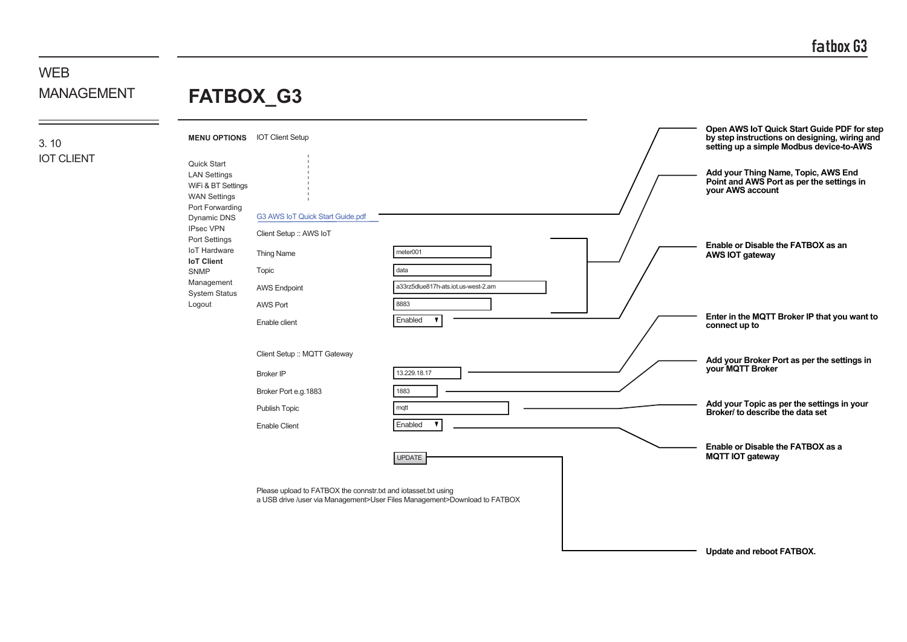WEB MANAGEMENT

# FATBOX_G3

3. 10
IOT CLIENT

**MENU OPTIONS**

Quick Start
LAN Settings
WiFi & BT Settings
WAN Settings
Port Forwarding
Dynamic DNS
IPsec VPN
Port Settings
IoT Hardware
**IoT Client**
SNMP
Management
System Status
Logout

IOT Client Setup

G3 AWS IoT Quick Start Guide.pdf

Client Setup :: AWS IoT

| Field | Value |
| --- | --- |
| Thing Name | meter001 |
| Topic | data |
| AWS Endpoint | a33rz5dlue817h-ats.iot.us-west-2.am |
| AWS Port | 8883 |
| Enable client | Enabled |

Client Setup :: MQTT Gateway

| Field | Value |
| --- | --- |
| Broker IP | 13.229.18.17 |
| Broker Port e.g.1883 | 1883 |
| Publish Topic | mqtt |
| Enable Client | Enabled |

UPDATE

Please upload to FATBOX the connstr.txt and iotasset.txt using
a USB drive /user via Management>User Files Management>Download to FATBOX

**Open AWS IoT Quick Start Guide PDF for step by step instructions on designing, wiring and setting up a simple Modbus device-to-AWS**

**Add your Thing Name, Topic, AWS End Point and AWS Port as per the settings in your AWS account**

**Enable or Disable the FATBOX as an AWS IOT gateway**

**Enter in the MQTT Broker IP that you want to connect up to**

**Add your Broker Port as per the settings in your MQTT Broker**

**Add your Topic as per the settings in your Broker/ to describe the data set**

**Enable or Disable the FATBOX as a MQTT IOT gateway**

**Update and reboot FATBOX.**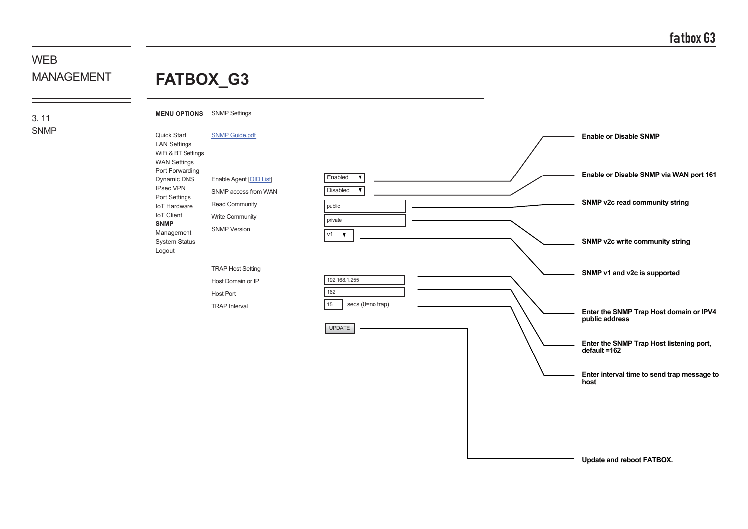# WEB MANAGEMENT

## 3. 11 SNMP

# FATBOX_G3

**MENU OPTIONS** SNMP Settings

- Quick Start
- LAN Settings
- WiFi & BT Settings
- WAN Settings
- Port Forwarding
- Dynamic DNS
- IPsec VPN
- Port Settings
- IoT Hardware
- IoT Client
- **SNMP**
- Management
- System Status
- Logout

SNMP Guide.pdf

| Setting | Value | Description |
|---|---|---|
| Enable Agent [OID List] | Enabled | **Enable or Disable SNMP** |
| SNMP access from WAN | Disabled | **Enable or Disable SNMP via WAN port 161** |
| Read Community | public | **SNMP v2c read community string** |
| Write Community | private | **SNMP v2c write community string** |
| SNMP Version | v1 | **SNMP v1 and v2c is supported** |

TRAP Host Setting

| Setting | Value | Description |
|---|---|---|
| Host Domain or IP | 192.168.1.255 | **Enter the SNMP Trap Host domain or IPV4 public address** |
| Host Port | 162 | **Enter the SNMP Trap Host listening port, default =162** |
| TRAP Interval | 15 secs (0=no trap) | **Enter interval time to send trap message to host** |

UPDATE — **Update and reboot FATBOX.**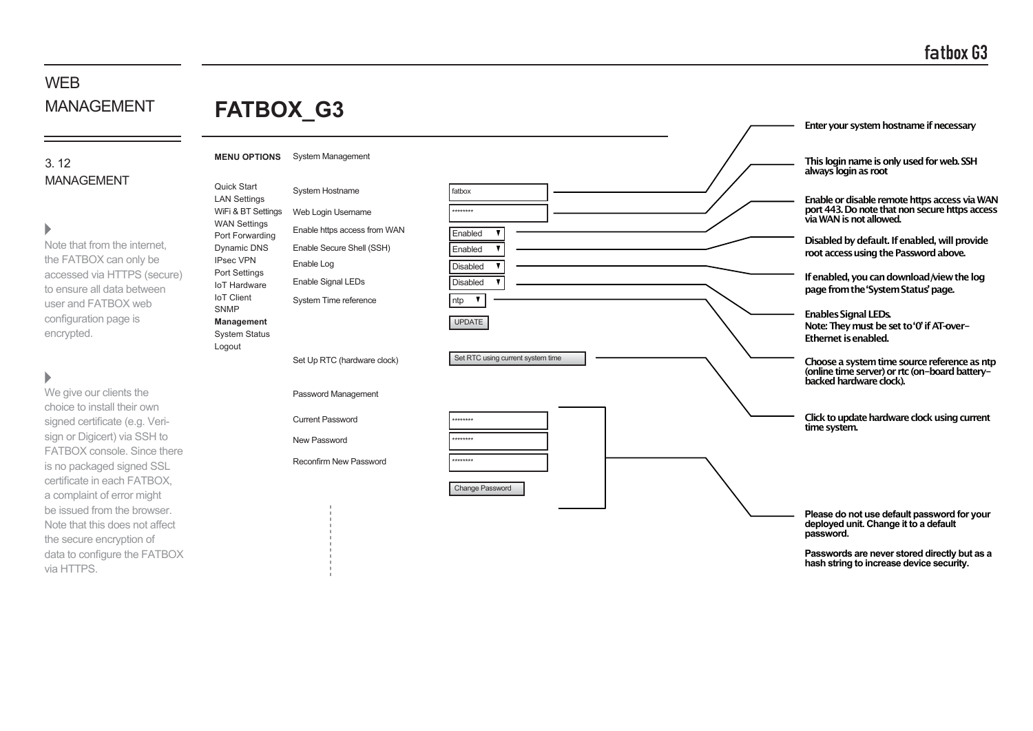# WEB MANAGEMENT

## 3. 12 MANAGEMENT

Note that from the internet, the FATBOX can only be accessed via HTTPS (secure) to ensure all data between user and FATBOX web configuration page is encrypted.

We give our clients the choice to install their own signed certificate (e.g. Veri-sign or Digicert) via SSH to FATBOX console. Since there is no packaged signed SSL certificate in each FATBOX, a complaint of error might be issued from the browser. Note that this does not affect the secure encryption of data to configure the FATBOX via HTTPS.

# FATBOX_G3

**MENU OPTIONS**

- Quick Start
- LAN Settings
- WiFi & BT Settings
- WAN Settings
- Port Forwarding
- Dynamic DNS
- IPsec VPN
- Port Settings
- IoT Hardware
- IoT Client
- SNMP
- **Management**
- System Status
- Logout

System Management

| Setting | Value | Description |
|---|---|---|
| System Hostname | fatbox | Enter your system hostname if necessary |
| Web Login Username | ******** | This login name is only used for web. SSH always login as root |
| Enable https access from WAN | Enabled | Enable or disable remote https access via WAN port 443. Do note that non secure https access via WAN is not allowed. |
| Enable Secure Shell (SSH) | Enabled | Disabled by default. If enabled, will provide root access using the Password above. |
| Enable Log | Disabled | If enabled, you can download/view the log page from the 'System Status' page. |
| Enable Signal LEDs | Disabled | Enables Signal LEDs. Note: They must be set to '0' if AT-over-Ethernet is enabled. |
| System Time reference | ntp | Choose a system time source reference as ntp (online time server) or rtc (on-board battery-backed hardware clock). |

UPDATE

| Setting | Value | Description |
|---|---|---|
| Set Up RTC (hardware clock) | Set RTC using current system time | Click to update hardware clock using current time system. |

Password Management

| Setting | Value |
|---|---|
| Current Password | ******** |
| New Password | ******** |
| Reconfirm New Password | ******** |

Change Password

Please do not use default password for your deployed unit. Change it to a default password.

Passwords are never stored directly but as a hash string to increase device security.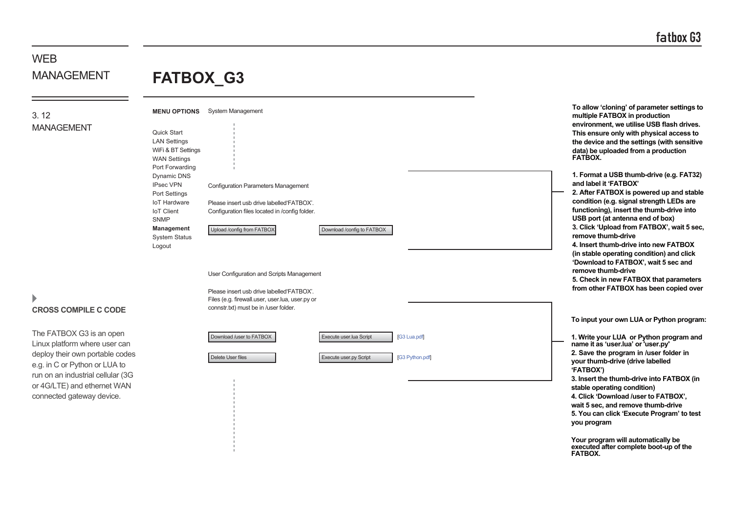WEB MANAGEMENT

# FATBOX_G3

3. 12 MANAGEMENT

**MENU OPTIONS** System Management

Quick Start
LAN Settings
WiFi & BT Settings
WAN Settings
Port Forwarding
Dynamic DNS
IPsec VPN
Port Settings
IoT Hardware
IoT Client
SNMP
**Management**
System Status
Logout

Configuration Parameters Management

Please insert usb drive labelled'FATBOX'.
Configuration files located in /config folder.

[Upload /config from FATBOX] [Download /config to FATBOX]

**To allow 'cloning' of parameter settings to multiple FATBOX in production environment, we utilise USB flash drives. This ensure only with physical access to the device and the settings (with sensitive data) be uploaded from a production FATBOX.**

**1. Format a USB thumb-drive (e.g. FAT32) and label it 'FATBOX'**
**2. After FATBOX is powered up and stable condition (e.g. signal strength LEDs are functioning), insert the thumb-drive into USB port (at antenna end of box)**
**3. Click 'Upload from FATBOX', wait 5 sec, remove thumb-drive**
**4. Insert thumb-drive into new FATBOX (in stable operating condition) and click 'Download to FATBOX', wait 5 sec and remove thumb-drive**
**5. Check in new FATBOX that parameters from other FATBOX has been copied over**

User Configuration and Scripts Management

Please insert usb drive labelled'FATBOX'.
Files (e.g. firewall.user, user.lua, user.py or connstr.txt) must be in /user folder.

[Download /user to FATBOX] [Execute user.lua Script] [G3 Lua.pdf]

[Delete User files] [Execute user.py Script] [G3 Python.pdf]

**To input your own LUA or Python program:**

**1. Write your LUA or Python program and name it as 'user.lua' or 'user.py'**
**2. Save the program in /user folder in your thumb-drive (drive labelled 'FATBOX')**
**3. Insert the thumb-drive into FATBOX (in stable operating condition)**
**4. Click 'Download /user to FATBOX', wait 5 sec, and remove thumb-drive**
**5. You can click 'Execute Program' to test you program**

**Your program will automatically be executed after complete boot-up of the FATBOX.**

### CROSS COMPILE C CODE

The FATBOX G3 is an open Linux platform where user can deploy their own portable codes e.g. in C or Python or LUA to run on an industrial cellular (3G or 4G/LTE) and ethernet WAN connected gateway device.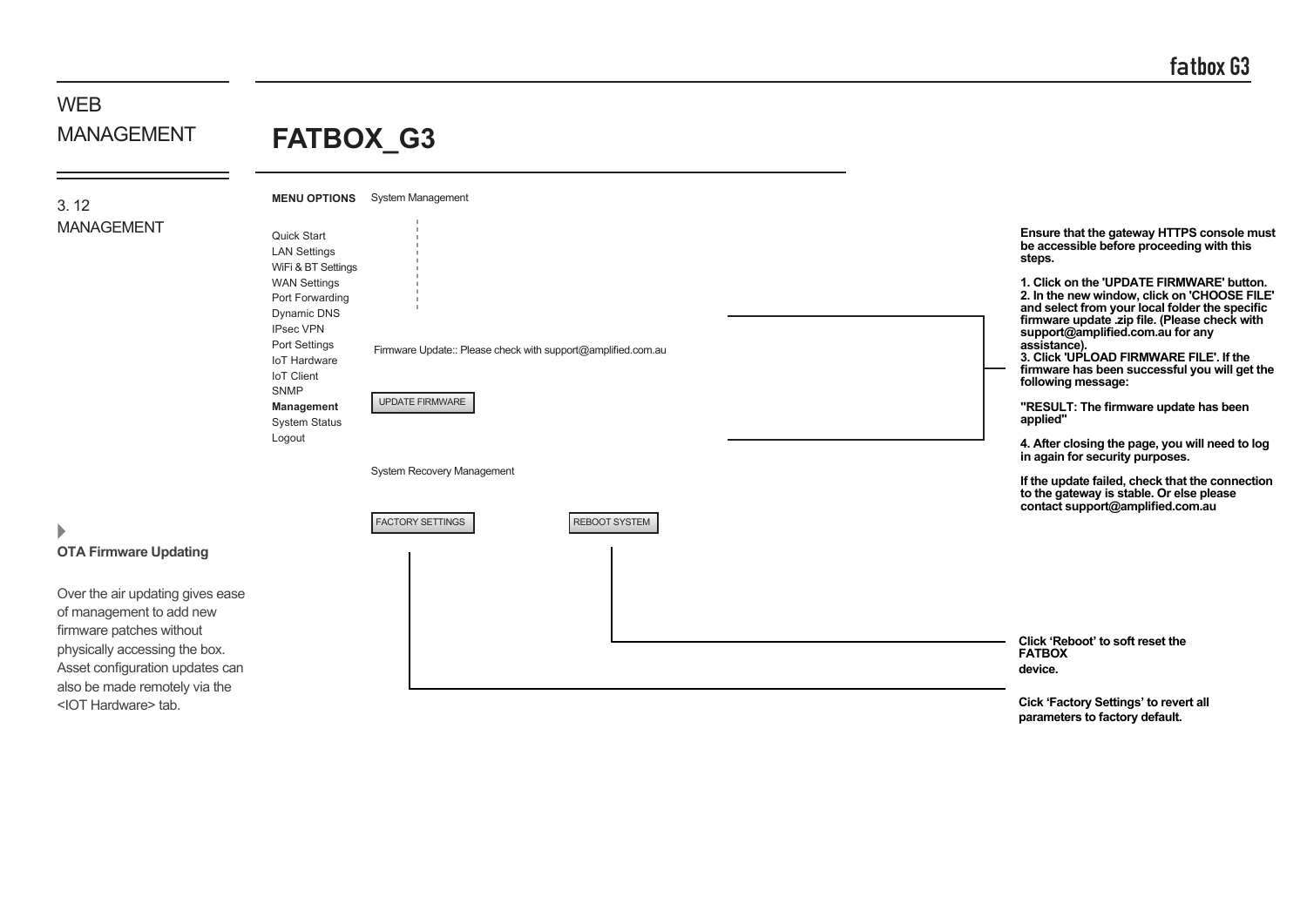# WEB MANAGEMENT

## FATBOX_G3

### 3. 12 MANAGEMENT

**MENU OPTIONS** System Management

Quick Start
LAN Settings
WiFi & BT Settings
WAN Settings
Port Forwarding
Dynamic DNS
IPsec VPN
Port Settings
IoT Hardware
IoT Client
SNMP
**Management**
System Status
Logout

Firmware Update:: Please check with support@amplified.com.au

UPDATE FIRMWARE

System Recovery Management

FACTORY SETTINGS    REBOOT SYSTEM

**Ensure that the gateway HTTPS console must be accessible before proceeding with this steps.**

**1. Click on the 'UPDATE FIRMWARE' button.**
**2. In the new window, click on 'CHOOSE FILE' and select from your local folder the specific firmware update .zip file. (Please check with support@amplified.com.au for any assistance).**
**3. Click 'UPLOAD FIRMWARE FILE'. If the firmware has been successful you will get the following message:**

**"RESULT: The firmware update has been applied"**

**4. After closing the page, you will need to log in again for security purposes.**

**If the update failed, check that the connection to the gateway is stable. Or else please contact support@amplified.com.au**

**Click 'Reboot' to soft reset the FATBOX device.**

**Cick 'Factory Settings' to revert all parameters to factory default.**

### OTA Firmware Updating

Over the air updating gives ease of management to add new firmware patches without physically accessing the box. Asset configuration updates can also be made remotely via the <IOT Hardware> tab.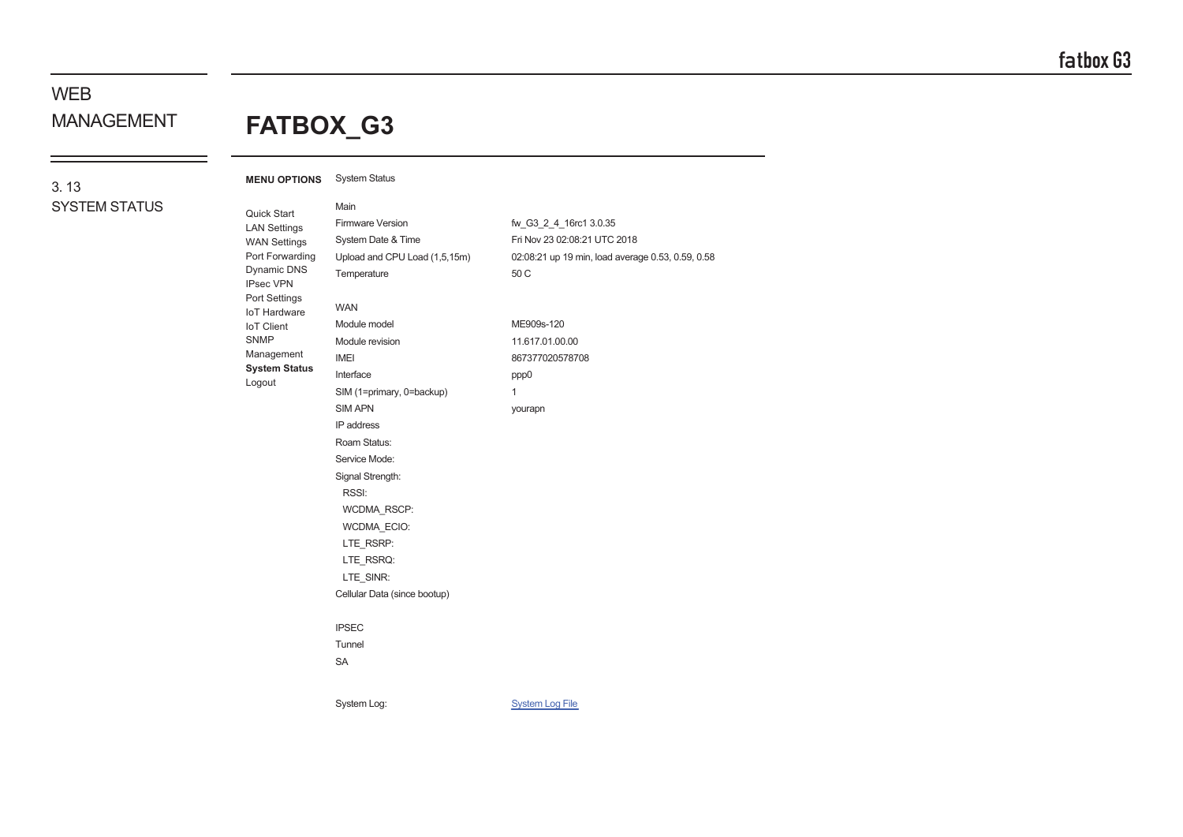# WEB MANAGEMENT

## FATBOX_G3

### 3. 13 SYSTEM STATUS

**MENU OPTIONS**

- Quick Start
- LAN Settings
- WAN Settings
- Port Forwarding
- Dynamic DNS
- IPsec VPN
- Port Settings
- IoT Hardware
- IoT Client
- SNMP
- Management
- **System Status**
- Logout

System Status

| Main | |
|---|---|
| Firmware Version | fw_G3_2_4_16rc1 3.0.35 |
| System Date & Time | Fri Nov 23 02:08:21 UTC 2018 |
| Upload and CPU Load (1,5,15m) | 02:08:21 up 19 min, load average 0.53, 0.59, 0.58 |
| Temperature | 50 C |

| WAN | |
|---|---|
| Module model | ME909s-120 |
| Module revision | 11.617.01.00.00 |
| IMEI | 867377020578708 |
| Interface | ppp0 |
| SIM (1=primary, 0=backup) | 1 |
| SIM APN | yourapn |
| IP address | |
| Roam Status: | |
| Service Mode: | |
| Signal Strength: | |
| RSSI: | |
| WCDMA_RSCP: | |
| WCDMA_ECIO: | |
| LTE_RSRP: | |
| LTE_RSRQ: | |
| LTE_SINR: | |
| Cellular Data (since bootup) | |

IPSEC

Tunnel

SA

System Log: System Log File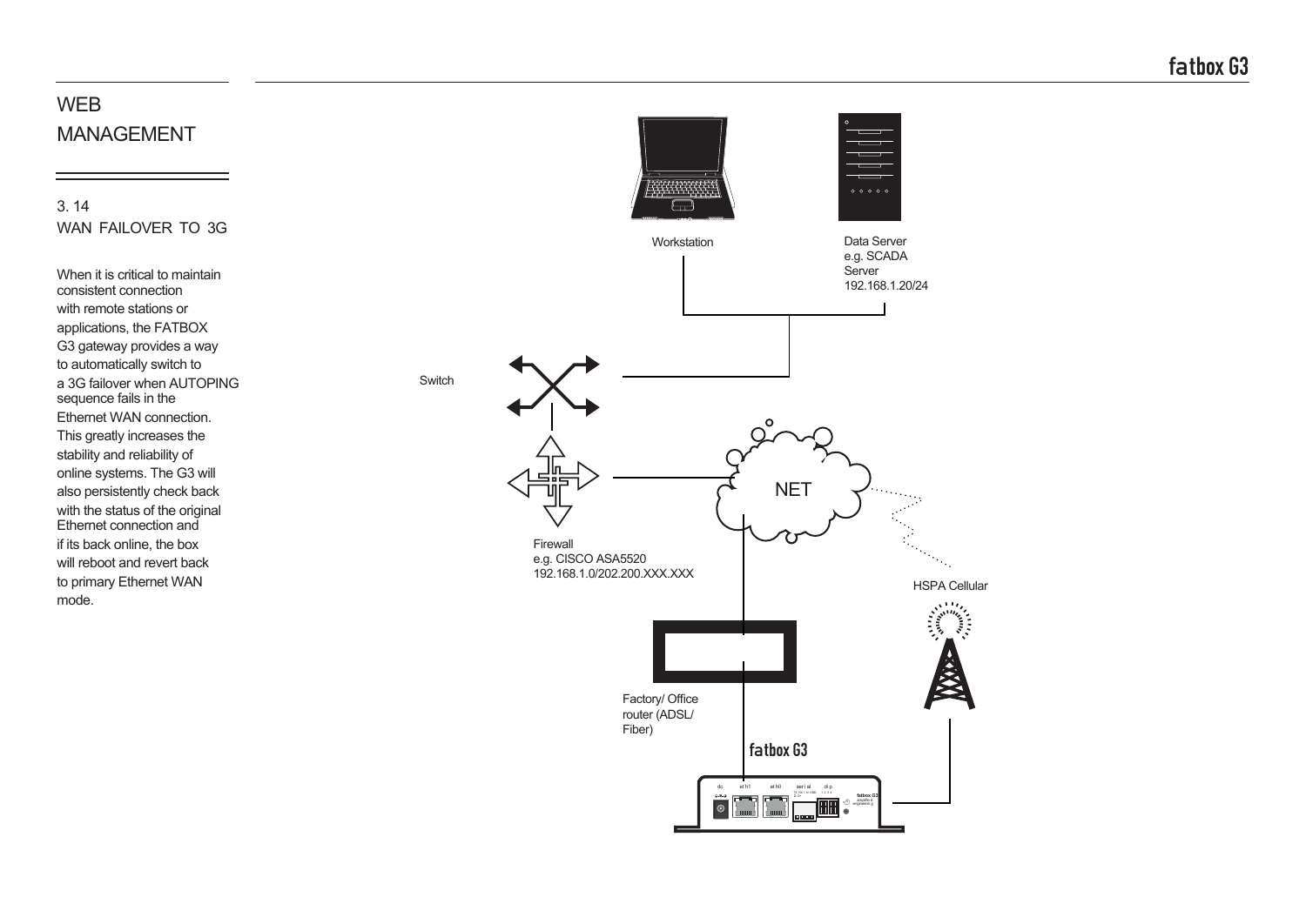# WEB MANAGEMENT

## 3. 14 WAN FAILOVER TO 3G

When it is critical to maintain consistent connection with remote stations or applications, the FATBOX G3 gateway provides a way to automatically switch to a 3G failover when AUTOPING sequence fails in the Ethernet WAN connection. This greatly increases the stability and reliability of online systems. The G3 will also persistently check back with the status of the original Ethernet connection and if its back online, the box will reboot and revert back to primary Ethernet WAN mode.

Workstation

Data Server
e.g. SCADA
Server
192.168.1.20/24

Switch

Firewall
e.g. CISCO ASA5520
192.168.1.0/202.200.XXX.XXX

NET

HSPA Cellular

Factory/ Office
router (ADSL/
Fiber)

fatbox G3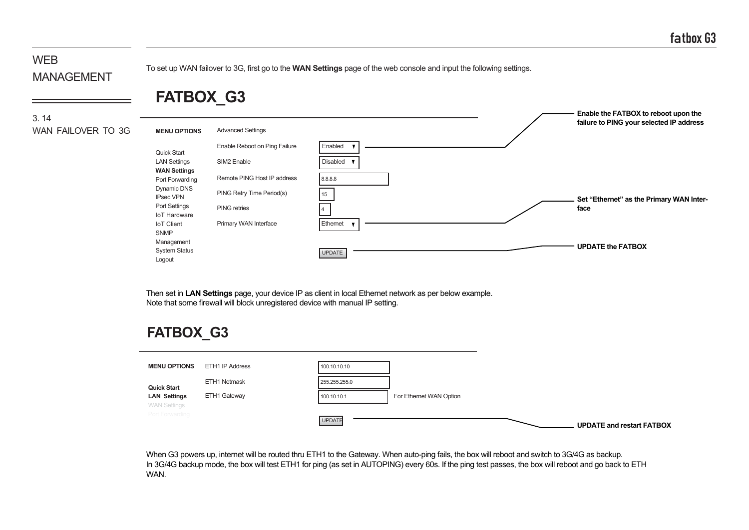# WEB MANAGEMENT

## 3. 14 WAN FAILOVER TO 3G

To set up WAN failover to 3G, first go to the **WAN Settings** page of the web console and input the following settings.

### FATBOX_G3

**MENU OPTIONS**

- Quick Start
- LAN Settings
- **WAN Settings**
- Port Forwarding
- Dynamic DNS
- IPsec VPN
- Port Settings
- IoT Hardware
- IoT Client
- SNMP
- Management
- System Status
- Logout

Advanced Settings

| Setting | Value |
| --- | --- |
| Enable Reboot on Ping Failure | Enabled |
| SIM2 Enable | Disabled |
| Remote PING Host IP address | 8.8.8.8 |
| PING Retry Time Period(s) | 15 |
| PING retries | 4 |
| Primary WAN Interface | Ethernet |

UPDATE

- **Enable the FATBOX to reboot upon the failure to PING your selected IP address**
- **Set "Ethernet" as the Primary WAN Interface**
- **UPDATE the FATBOX**

Then set in **LAN Settings** page, your device IP as client in local Ethernet network as per below example.
Note that some firewall will block unregistered device with manual IP setting.

### FATBOX_G3

**MENU OPTIONS**

- **Quick Start**
- **LAN Settings**
- WAN Settings
- Port Forwarding

| Setting | Value | |
| --- | --- | --- |
| ETH1 IP Address | 100.10.10.10 | |
| ETH1 Netmask | 255.255.255.0 | |
| ETH1 Gateway | 100.10.10.1 | For Ethernet WAN Option |

UPDATE

- **UPDATE and restart FATBOX**

When G3 powers up, internet will be routed thru ETH1 to the Gateway. When auto-ping fails, the box will reboot and switch to 3G/4G as backup.
In 3G/4G backup mode, the box will test ETH1 for ping (as set in AUTOPING) every 60s. If the ping test passes, the box will reboot and go back to ETH WAN.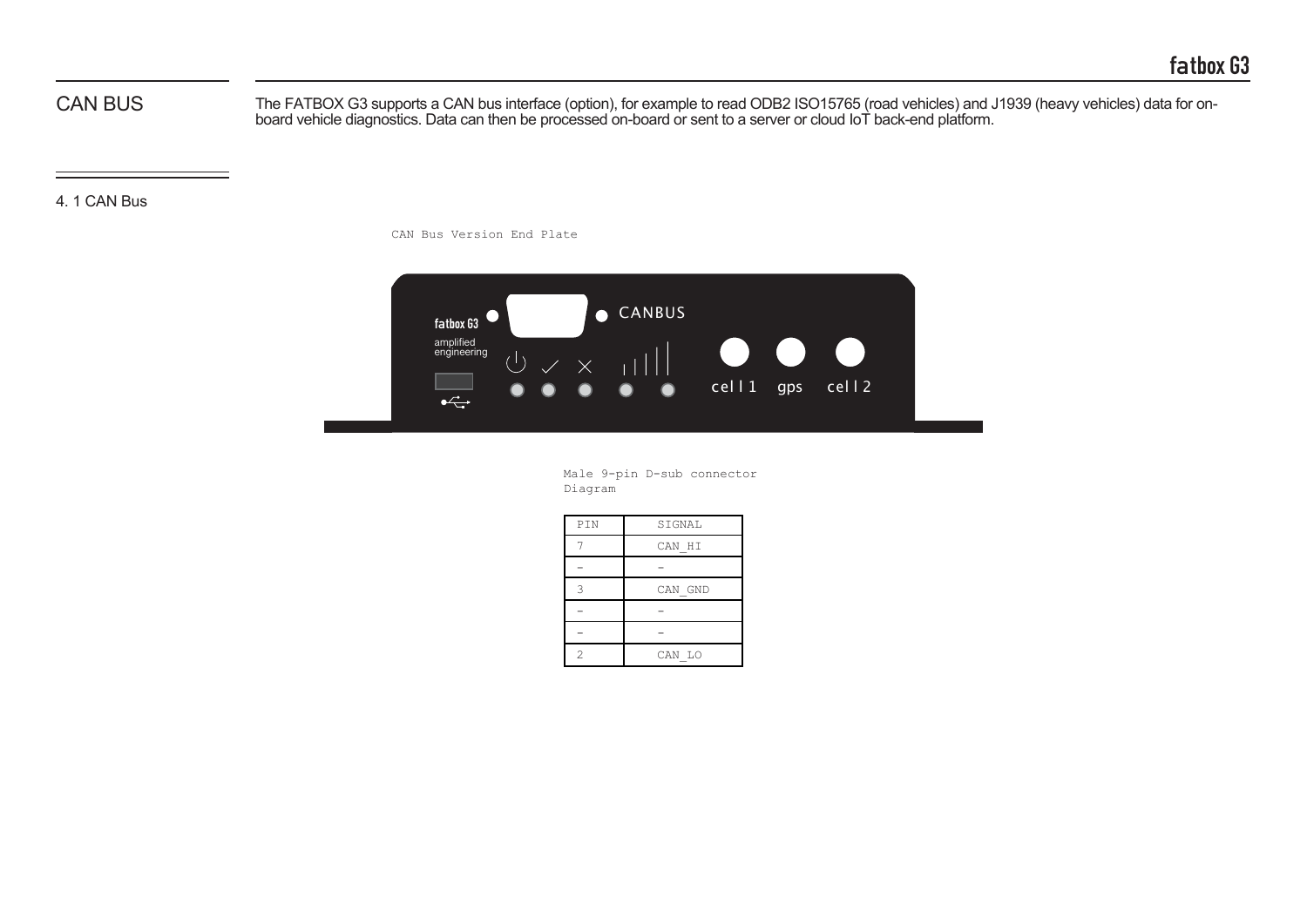## CAN BUS

The FATBOX G3 supports a CAN bus interface (option), for example to read ODB2 ISO15765 (road vehicles) and J1939 (heavy vehicles) data for on-board vehicle diagnostics. Data can then be processed on-board or sent to a server or cloud IoT back-end platform.

### 4. 1 CAN Bus

CAN Bus Version End Plate

fatbox G3

amplified engineering

CANBUS

cell 1 gps cell 2

Male 9-pin D-sub connector Diagram

| PIN | SIGNAL |
|---|---|
| 7 | CAN_HI |
| - | - |
| 3 | CAN_GND |
| - | - |
| - | - |
| 2 | CAN_LO |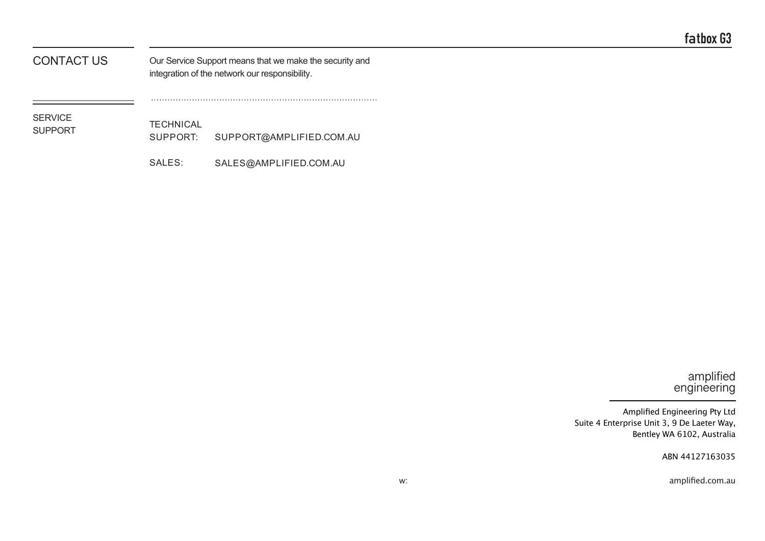## CONTACT US

Our Service Support means that we make the security and integration of the network our responsibility.

### SERVICE SUPPORT

TECHNICAL SUPPORT: SUPPORT@AMPLIFIED.COM.AU

SALES: SALES@AMPLIFIED.COM.AU

amplified engineering

Amplified Engineering Pty Ltd
Suite 4 Enterprise Unit 3, 9 De Laeter Way,
Bentley WA 6102, Australia

ABN 44127163035

w: amplified.com.au